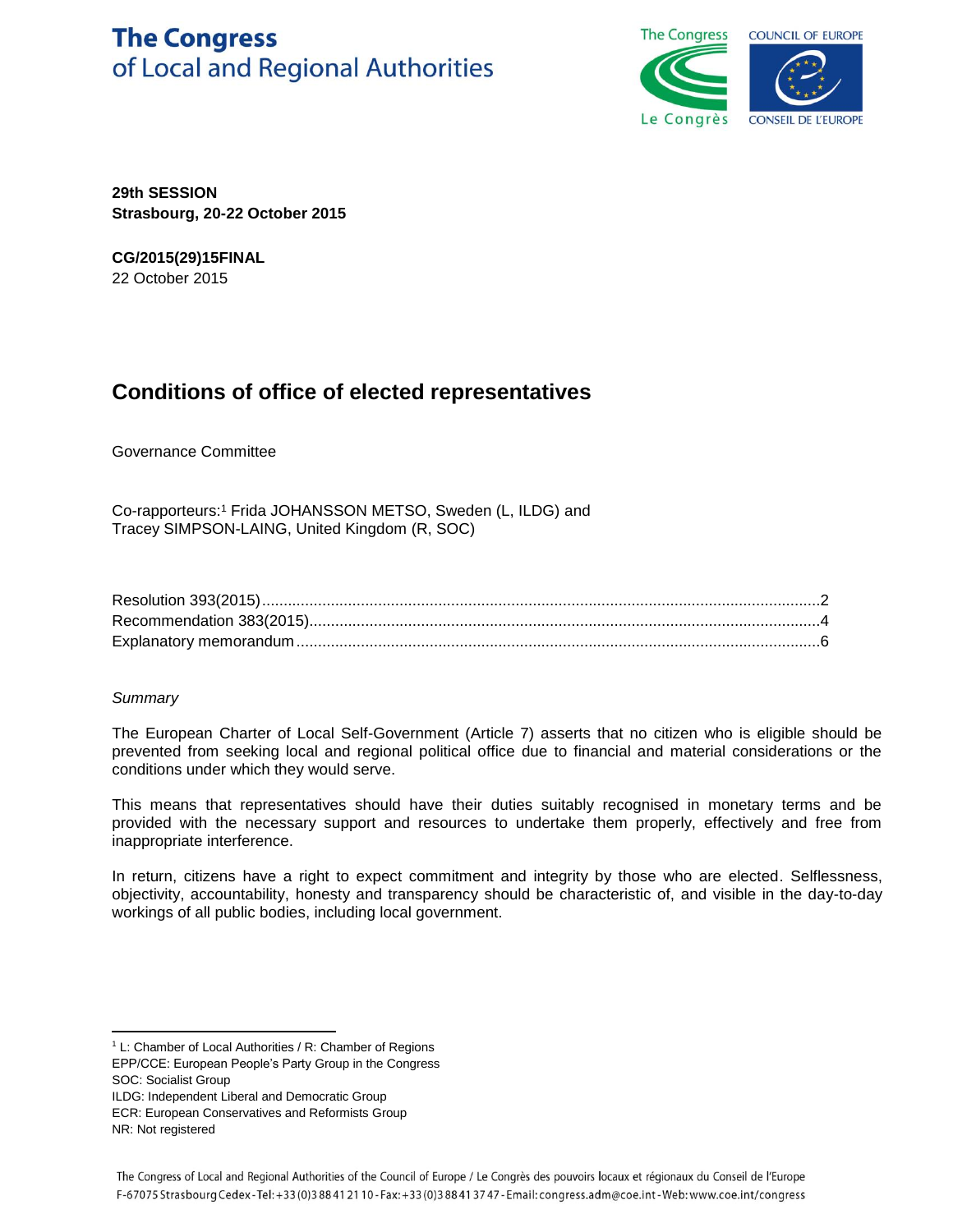# The Congress of Local and Regional Authorities

**29th SESSION**
**Strasbourg, 20-22 October 2015**

**CG/2015(29)15FINAL**
22 October 2015

## Conditions of office of elected representatives

Governance Committee

Co-rapporteurs:[1] Frida JOHANSSON METSO, Sweden (L, ILDG) and
Tracey SIMPSON-LAING, United Kingdom (R, SOC)

Resolution 393(2015)....................2
Recommendation 383(2015)....................4
Explanatory memorandum....................6

*Summary*

The European Charter of Local Self-Government (Article 7) asserts that no citizen who is eligible should be prevented from seeking local and regional political office due to financial and material considerations or the conditions under which they would serve.

This means that representatives should have their duties suitably recognised in monetary terms and be provided with the necessary support and resources to undertake them properly, effectively and free from inappropriate interference.

In return, citizens have a right to expect commitment and integrity by those who are elected. Selflessness, objectivity, accountability, honesty and transparency should be characteristic of, and visible in the day-to-day workings of all public bodies, including local government.

[1] L: Chamber of Local Authorities / R: Chamber of Regions
EPP/CCE: European People's Party Group in the Congress
SOC: Socialist Group
ILDG: Independent Liberal and Democratic Group
ECR: European Conservatives and Reformists Group
NR: Not registered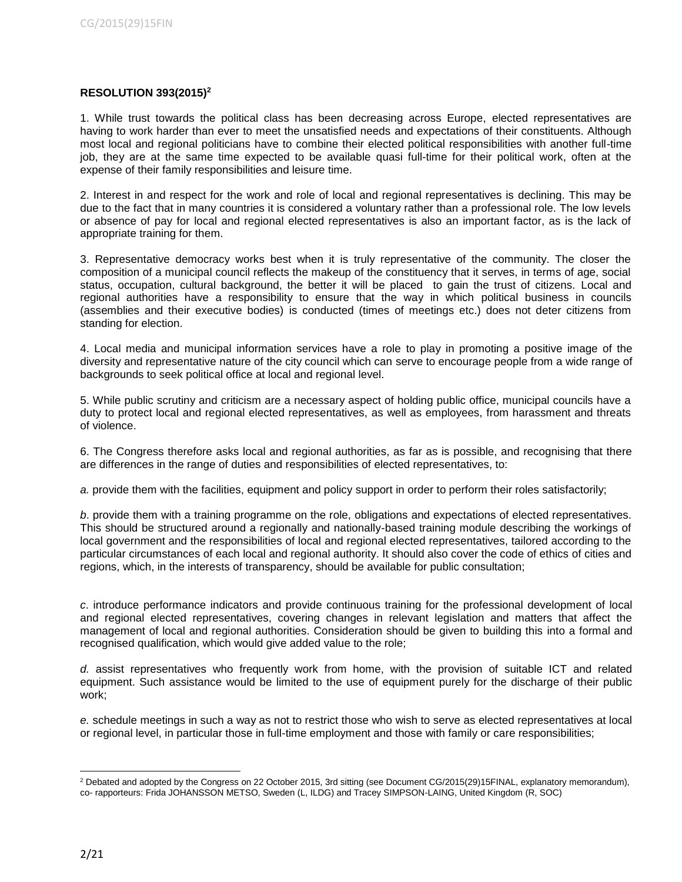**RESOLUTION 393(2015)[2]**

1. While trust towards the political class has been decreasing across Europe, elected representatives are having to work harder than ever to meet the unsatisfied needs and expectations of their constituents. Although most local and regional politicians have to combine their elected political responsibilities with another full-time job, they are at the same time expected to be available quasi full-time for their political work, often at the expense of their family responsibilities and leisure time.

2. Interest in and respect for the work and role of local and regional representatives is declining. This may be due to the fact that in many countries it is considered a voluntary rather than a professional role. The low levels or absence of pay for local and regional elected representatives is also an important factor, as is the lack of appropriate training for them.

3. Representative democracy works best when it is truly representative of the community. The closer the composition of a municipal council reflects the makeup of the constituency that it serves, in terms of age, social status, occupation, cultural background, the better it will be placed to gain the trust of citizens. Local and regional authorities have a responsibility to ensure that the way in which political business in councils (assemblies and their executive bodies) is conducted (times of meetings etc.) does not deter citizens from standing for election.

4. Local media and municipal information services have a role to play in promoting a positive image of the diversity and representative nature of the city council which can serve to encourage people from a wide range of backgrounds to seek political office at local and regional level.

5. While public scrutiny and criticism are a necessary aspect of holding public office, municipal councils have a duty to protect local and regional elected representatives, as well as employees, from harassment and threats of violence.

6. The Congress therefore asks local and regional authorities, as far as is possible, and recognising that there are differences in the range of duties and responsibilities of elected representatives, to:

*a.* provide them with the facilities, equipment and policy support in order to perform their roles satisfactorily;

*b*. provide them with a training programme on the role, obligations and expectations of elected representatives. This should be structured around a regionally and nationally-based training module describing the workings of local government and the responsibilities of local and regional elected representatives, tailored according to the particular circumstances of each local and regional authority. It should also cover the code of ethics of cities and regions, which, in the interests of transparency, should be available for public consultation;

*c*. introduce performance indicators and provide continuous training for the professional development of local and regional elected representatives, covering changes in relevant legislation and matters that affect the management of local and regional authorities. Consideration should be given to building this into a formal and recognised qualification, which would give added value to the role;

*d.* assist representatives who frequently work from home, with the provision of suitable ICT and related equipment. Such assistance would be limited to the use of equipment purely for the discharge of their public work;

*e.* schedule meetings in such a way as not to restrict those who wish to serve as elected representatives at local or regional level, in particular those in full-time employment and those with family or care responsibilities;

---

[2] Debated and adopted by the Congress on 22 October 2015, 3rd sitting (see Document CG/2015(29)15FINAL, explanatory memorandum), co- rapporteurs: Frida JOHANSSON METSO, Sweden (L, ILDG) and Tracey SIMPSON-LAING, United Kingdom (R, SOC)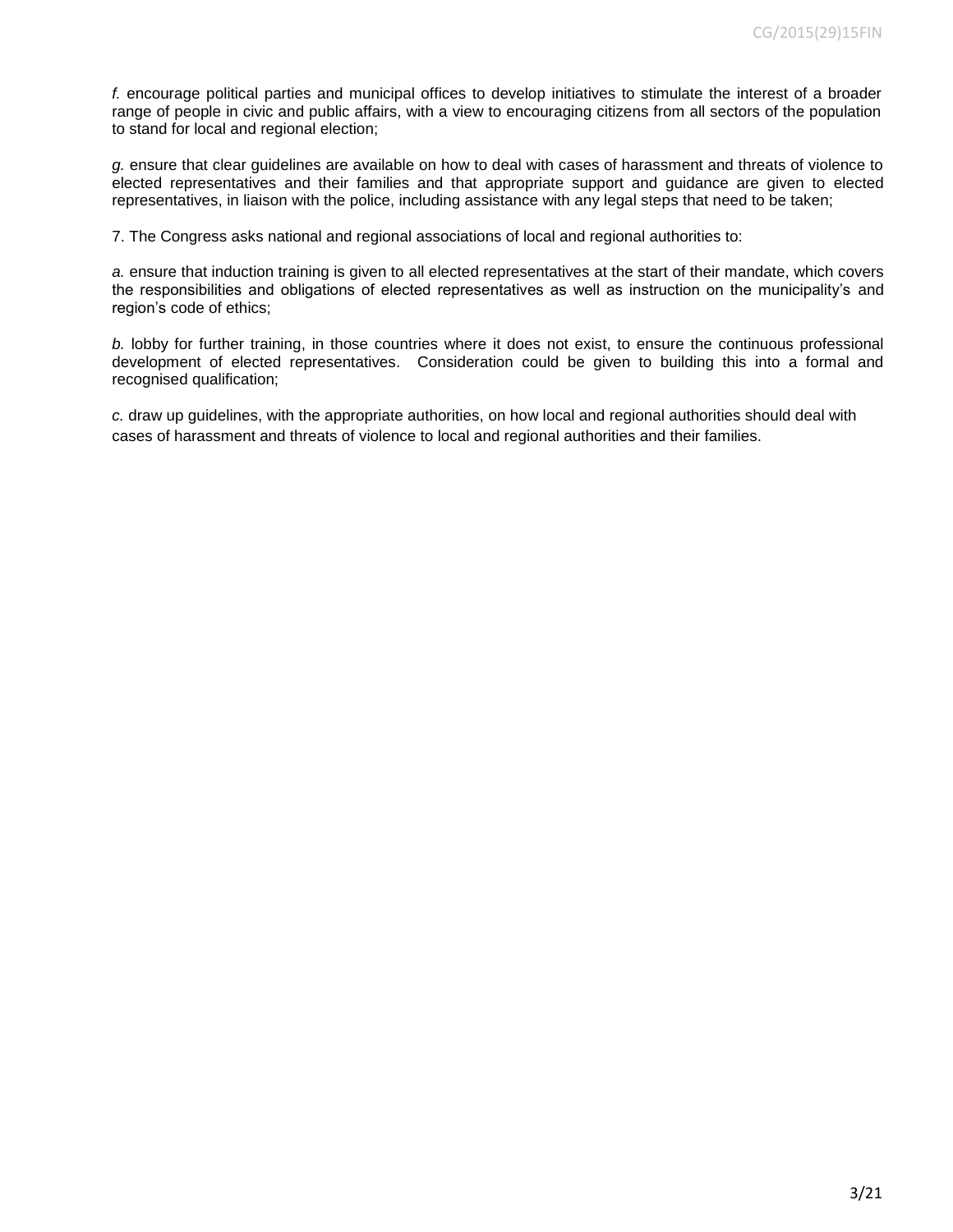*f.* encourage political parties and municipal offices to develop initiatives to stimulate the interest of a broader range of people in civic and public affairs, with a view to encouraging citizens from all sectors of the population to stand for local and regional election;

*g.* ensure that clear guidelines are available on how to deal with cases of harassment and threats of violence to elected representatives and their families and that appropriate support and guidance are given to elected representatives, in liaison with the police, including assistance with any legal steps that need to be taken;

7. The Congress asks national and regional associations of local and regional authorities to:

*a.* ensure that induction training is given to all elected representatives at the start of their mandate, which covers the responsibilities and obligations of elected representatives as well as instruction on the municipality's and region's code of ethics;

*b.* lobby for further training, in those countries where it does not exist, to ensure the continuous professional development of elected representatives. Consideration could be given to building this into a formal and recognised qualification;

*c.* draw up guidelines, with the appropriate authorities, on how local and regional authorities should deal with cases of harassment and threats of violence to local and regional authorities and their families.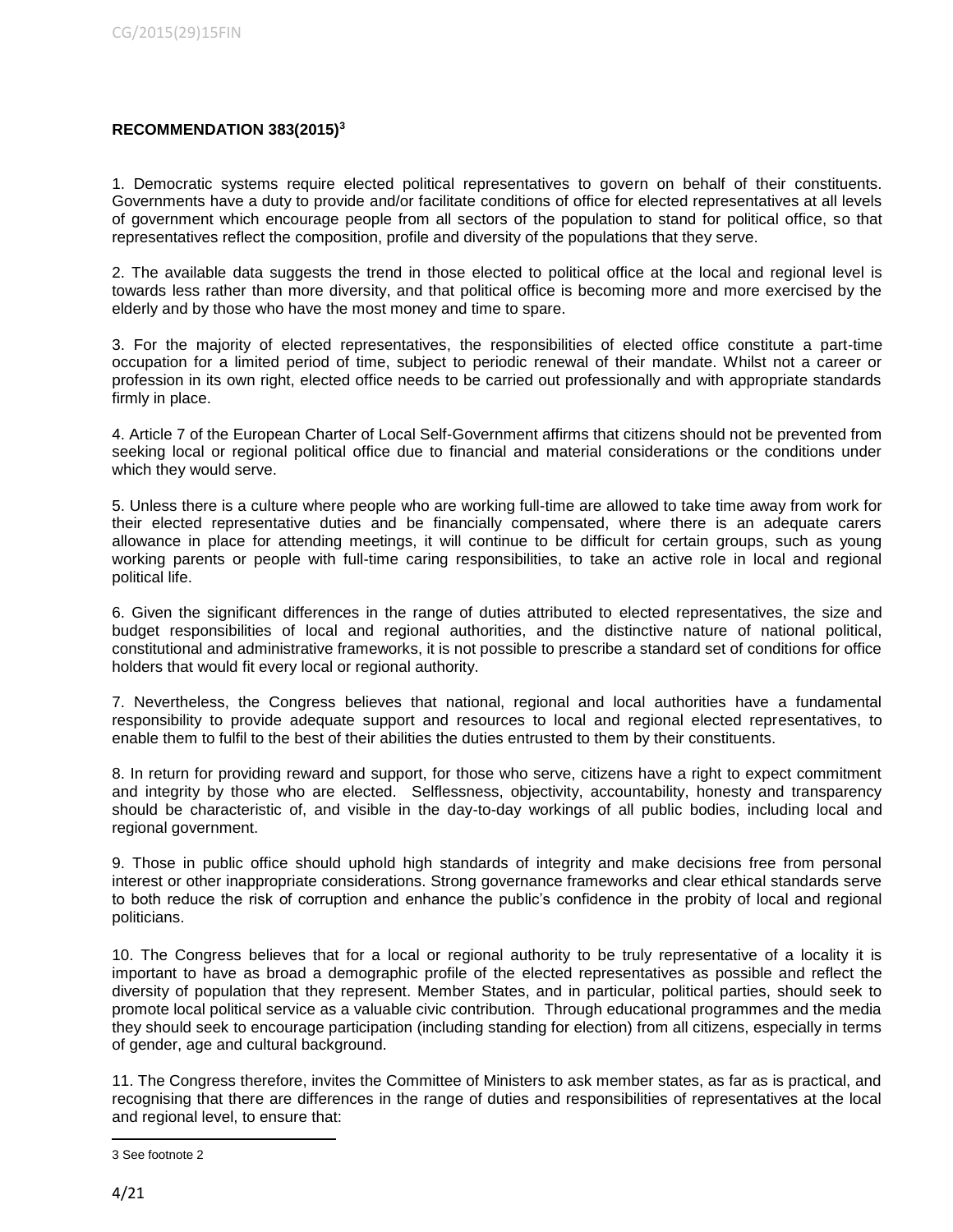**RECOMMENDATION 383(2015)[3]**

1. Democratic systems require elected political representatives to govern on behalf of their constituents. Governments have a duty to provide and/or facilitate conditions of office for elected representatives at all levels of government which encourage people from all sectors of the population to stand for political office, so that representatives reflect the composition, profile and diversity of the populations that they serve.

2. The available data suggests the trend in those elected to political office at the local and regional level is towards less rather than more diversity, and that political office is becoming more and more exercised by the elderly and by those who have the most money and time to spare.

3. For the majority of elected representatives, the responsibilities of elected office constitute a part-time occupation for a limited period of time, subject to periodic renewal of their mandate. Whilst not a career or profession in its own right, elected office needs to be carried out professionally and with appropriate standards firmly in place.

4. Article 7 of the European Charter of Local Self-Government affirms that citizens should not be prevented from seeking local or regional political office due to financial and material considerations or the conditions under which they would serve.

5. Unless there is a culture where people who are working full-time are allowed to take time away from work for their elected representative duties and be financially compensated, where there is an adequate carers allowance in place for attending meetings, it will continue to be difficult for certain groups, such as young working parents or people with full-time caring responsibilities, to take an active role in local and regional political life.

6. Given the significant differences in the range of duties attributed to elected representatives, the size and budget responsibilities of local and regional authorities, and the distinctive nature of national political, constitutional and administrative frameworks, it is not possible to prescribe a standard set of conditions for office holders that would fit every local or regional authority.

7. Nevertheless, the Congress believes that national, regional and local authorities have a fundamental responsibility to provide adequate support and resources to local and regional elected representatives, to enable them to fulfil to the best of their abilities the duties entrusted to them by their constituents.

8. In return for providing reward and support, for those who serve, citizens have a right to expect commitment and integrity by those who are elected. Selflessness, objectivity, accountability, honesty and transparency should be characteristic of, and visible in the day-to-day workings of all public bodies, including local and regional government.

9. Those in public office should uphold high standards of integrity and make decisions free from personal interest or other inappropriate considerations. Strong governance frameworks and clear ethical standards serve to both reduce the risk of corruption and enhance the public's confidence in the probity of local and regional politicians.

10. The Congress believes that for a local or regional authority to be truly representative of a locality it is important to have as broad a demographic profile of the elected representatives as possible and reflect the diversity of population that they represent. Member States, and in particular, political parties, should seek to promote local political service as a valuable civic contribution. Through educational programmes and the media they should seek to encourage participation (including standing for election) from all citizens, especially in terms of gender, age and cultural background.

11. The Congress therefore, invites the Committee of Ministers to ask member states, as far as is practical, and recognising that there are differences in the range of duties and responsibilities of representatives at the local and regional level, to ensure that:

[3] See footnote 2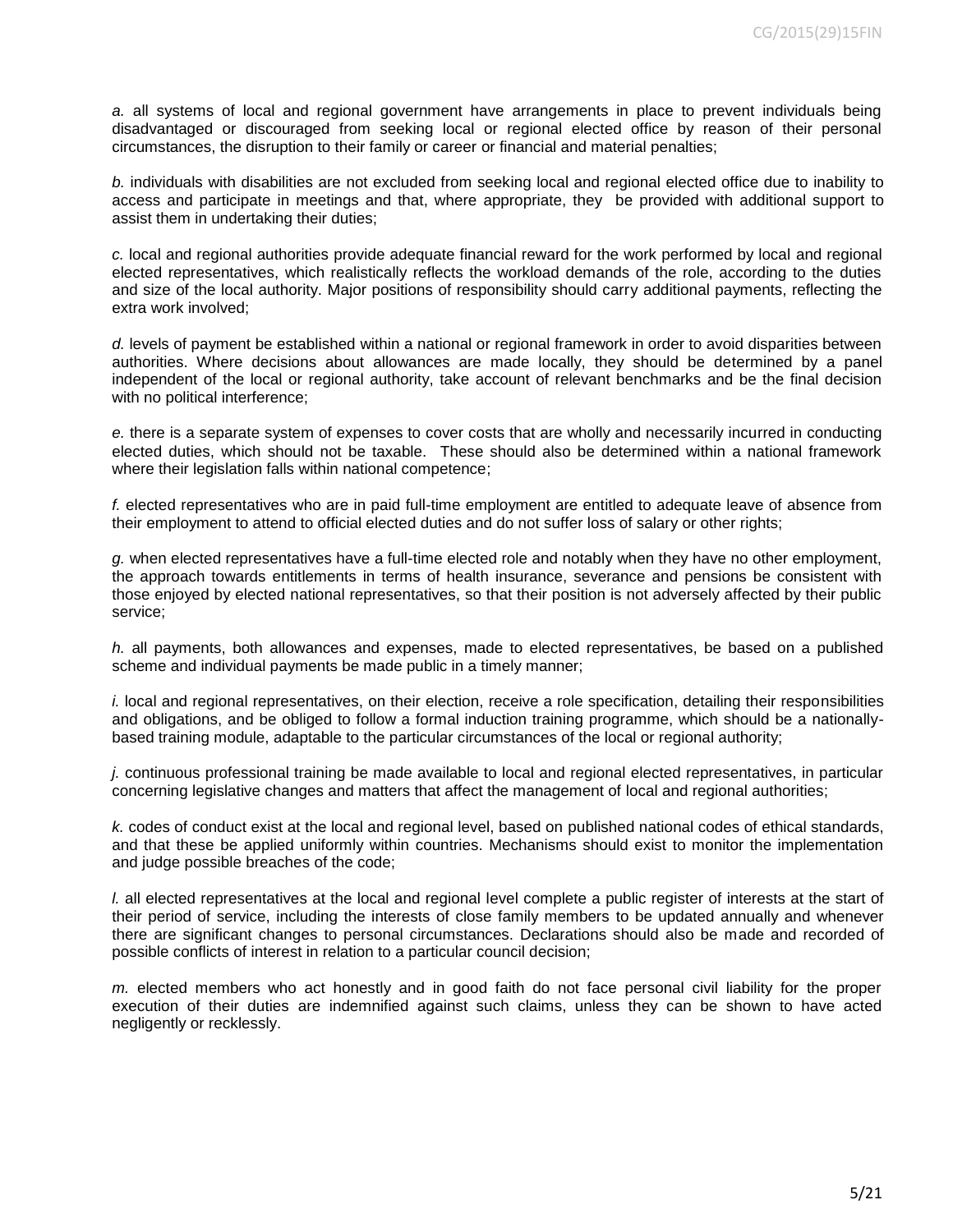*a.* all systems of local and regional government have arrangements in place to prevent individuals being disadvantaged or discouraged from seeking local or regional elected office by reason of their personal circumstances, the disruption to their family or career or financial and material penalties;

*b.* individuals with disabilities are not excluded from seeking local and regional elected office due to inability to access and participate in meetings and that, where appropriate, they be provided with additional support to assist them in undertaking their duties;

*c.* local and regional authorities provide adequate financial reward for the work performed by local and regional elected representatives, which realistically reflects the workload demands of the role, according to the duties and size of the local authority. Major positions of responsibility should carry additional payments, reflecting the extra work involved;

*d.* levels of payment be established within a national or regional framework in order to avoid disparities between authorities. Where decisions about allowances are made locally, they should be determined by a panel independent of the local or regional authority, take account of relevant benchmarks and be the final decision with no political interference;

*e.* there is a separate system of expenses to cover costs that are wholly and necessarily incurred in conducting elected duties, which should not be taxable. These should also be determined within a national framework where their legislation falls within national competence;

*f.* elected representatives who are in paid full-time employment are entitled to adequate leave of absence from their employment to attend to official elected duties and do not suffer loss of salary or other rights;

*g.* when elected representatives have a full-time elected role and notably when they have no other employment, the approach towards entitlements in terms of health insurance, severance and pensions be consistent with those enjoyed by elected national representatives, so that their position is not adversely affected by their public service;

*h.* all payments, both allowances and expenses, made to elected representatives, be based on a published scheme and individual payments be made public in a timely manner;

*i.* local and regional representatives, on their election, receive a role specification, detailing their responsibilities and obligations, and be obliged to follow a formal induction training programme, which should be a nationally-based training module, adaptable to the particular circumstances of the local or regional authority;

*j.* continuous professional training be made available to local and regional elected representatives, in particular concerning legislative changes and matters that affect the management of local and regional authorities;

*k.* codes of conduct exist at the local and regional level, based on published national codes of ethical standards, and that these be applied uniformly within countries. Mechanisms should exist to monitor the implementation and judge possible breaches of the code;

*l.* all elected representatives at the local and regional level complete a public register of interests at the start of their period of service, including the interests of close family members to be updated annually and whenever there are significant changes to personal circumstances. Declarations should also be made and recorded of possible conflicts of interest in relation to a particular council decision;

*m.* elected members who act honestly and in good faith do not face personal civil liability for the proper execution of their duties are indemnified against such claims, unless they can be shown to have acted negligently or recklessly.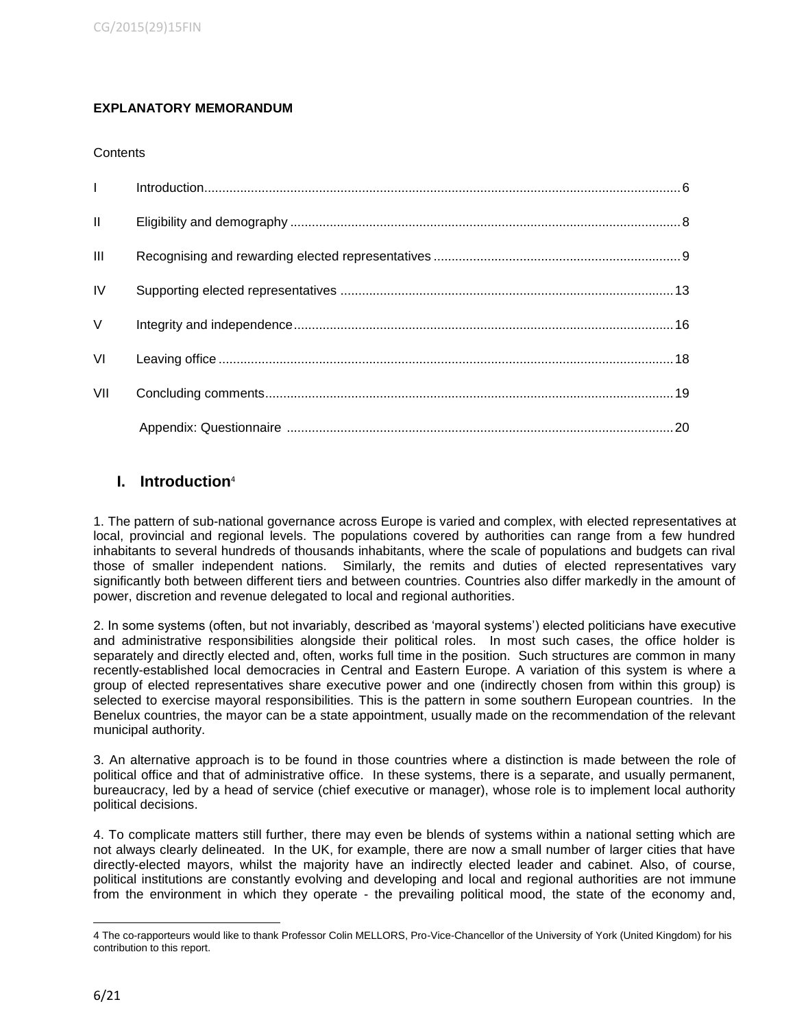**EXPLANATORY MEMORANDUM**

Contents

| | | |
|---|---|---|
| I | Introduction | 6 |
| II | Eligibility and demography | 8 |
| III | Recognising and rewarding elected representatives | 9 |
| IV | Supporting elected representatives | 13 |
| V | Integrity and independence | 16 |
| VI | Leaving office | 18 |
| VII | Concluding comments | 19 |
| | Appendix: Questionnaire | 20 |

## I. Introduction[4]

1. The pattern of sub-national governance across Europe is varied and complex, with elected representatives at local, provincial and regional levels. The populations covered by authorities can range from a few hundred inhabitants to several hundreds of thousands inhabitants, where the scale of populations and budgets can rival those of smaller independent nations. Similarly, the remits and duties of elected representatives vary significantly both between different tiers and between countries. Countries also differ markedly in the amount of power, discretion and revenue delegated to local and regional authorities.

2. In some systems (often, but not invariably, described as 'mayoral systems') elected politicians have executive and administrative responsibilities alongside their political roles. In most such cases, the office holder is separately and directly elected and, often, works full time in the position. Such structures are common in many recently-established local democracies in Central and Eastern Europe. A variation of this system is where a group of elected representatives share executive power and one (indirectly chosen from within this group) is selected to exercise mayoral responsibilities. This is the pattern in some southern European countries. In the Benelux countries, the mayor can be a state appointment, usually made on the recommendation of the relevant municipal authority.

3. An alternative approach is to be found in those countries where a distinction is made between the role of political office and that of administrative office. In these systems, there is a separate, and usually permanent, bureaucracy, led by a head of service (chief executive or manager), whose role is to implement local authority political decisions.

4. To complicate matters still further, there may even be blends of systems within a national setting which are not always clearly delineated. In the UK, for example, there are now a small number of larger cities that have directly-elected mayors, whilst the majority have an indirectly elected leader and cabinet. Also, of course, political institutions are constantly evolving and developing and local and regional authorities are not immune from the environment in which they operate - the prevailing political mood, the state of the economy and,

---

4 The co-rapporteurs would like to thank Professor Colin MELLORS, Pro-Vice-Chancellor of the University of York (United Kingdom) for his contribution to this report.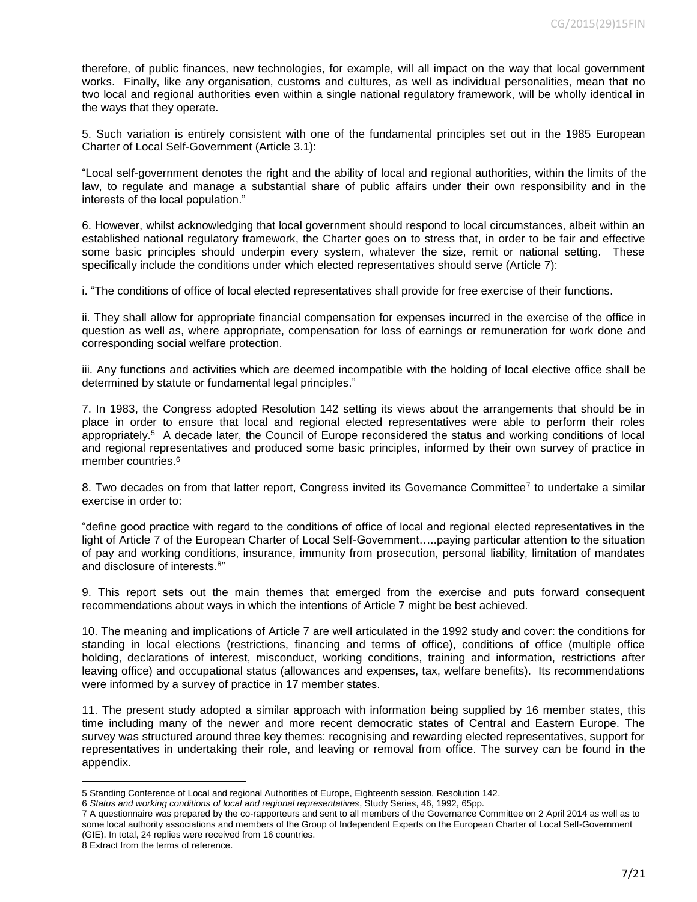therefore, of public finances, new technologies, for example, will all impact on the way that local government works. Finally, like any organisation, customs and cultures, as well as individual personalities, mean that no two local and regional authorities even within a single national regulatory framework, will be wholly identical in the ways that they operate.

5. Such variation is entirely consistent with one of the fundamental principles set out in the 1985 European Charter of Local Self-Government (Article 3.1):

"Local self-government denotes the right and the ability of local and regional authorities, within the limits of the law, to regulate and manage a substantial share of public affairs under their own responsibility and in the interests of the local population."

6. However, whilst acknowledging that local government should respond to local circumstances, albeit within an established national regulatory framework, the Charter goes on to stress that, in order to be fair and effective some basic principles should underpin every system, whatever the size, remit or national setting. These specifically include the conditions under which elected representatives should serve (Article 7):

i. "The conditions of office of local elected representatives shall provide for free exercise of their functions.

ii. They shall allow for appropriate financial compensation for expenses incurred in the exercise of the office in question as well as, where appropriate, compensation for loss of earnings or remuneration for work done and corresponding social welfare protection.

iii. Any functions and activities which are deemed incompatible with the holding of local elective office shall be determined by statute or fundamental legal principles."

7. In 1983, the Congress adopted Resolution 142 setting its views about the arrangements that should be in place in order to ensure that local and regional elected representatives were able to perform their roles appropriately.[5] A decade later, the Council of Europe reconsidered the status and working conditions of local and regional representatives and produced some basic principles, informed by their own survey of practice in member countries.[6]

8. Two decades on from that latter report, Congress invited its Governance Committee[7] to undertake a similar exercise in order to:

"define good practice with regard to the conditions of office of local and regional elected representatives in the light of Article 7 of the European Charter of Local Self-Government…..paying particular attention to the situation of pay and working conditions, insurance, immunity from prosecution, personal liability, limitation of mandates and disclosure of interests.[8]"

9. This report sets out the main themes that emerged from the exercise and puts forward consequent recommendations about ways in which the intentions of Article 7 might be best achieved.

10. The meaning and implications of Article 7 are well articulated in the 1992 study and cover: the conditions for standing in local elections (restrictions, financing and terms of office), conditions of office (multiple office holding, declarations of interest, misconduct, working conditions, training and information, restrictions after leaving office) and occupational status (allowances and expenses, tax, welfare benefits). Its recommendations were informed by a survey of practice in 17 member states.

11. The present study adopted a similar approach with information being supplied by 16 member states, this time including many of the newer and more recent democratic states of Central and Eastern Europe. The survey was structured around three key themes: recognising and rewarding elected representatives, support for representatives in undertaking their role, and leaving or removal from office. The survey can be found in the appendix.

---

5 Standing Conference of Local and regional Authorities of Europe, Eighteenth session, Resolution 142.

6 *Status and working conditions of local and regional representatives*, Study Series, 46, 1992, 65pp.

7 A questionnaire was prepared by the co-rapporteurs and sent to all members of the Governance Committee on 2 April 2014 as well as to some local authority associations and members of the Group of Independent Experts on the European Charter of Local Self-Government (GIE). In total, 24 replies were received from 16 countries.

8 Extract from the terms of reference.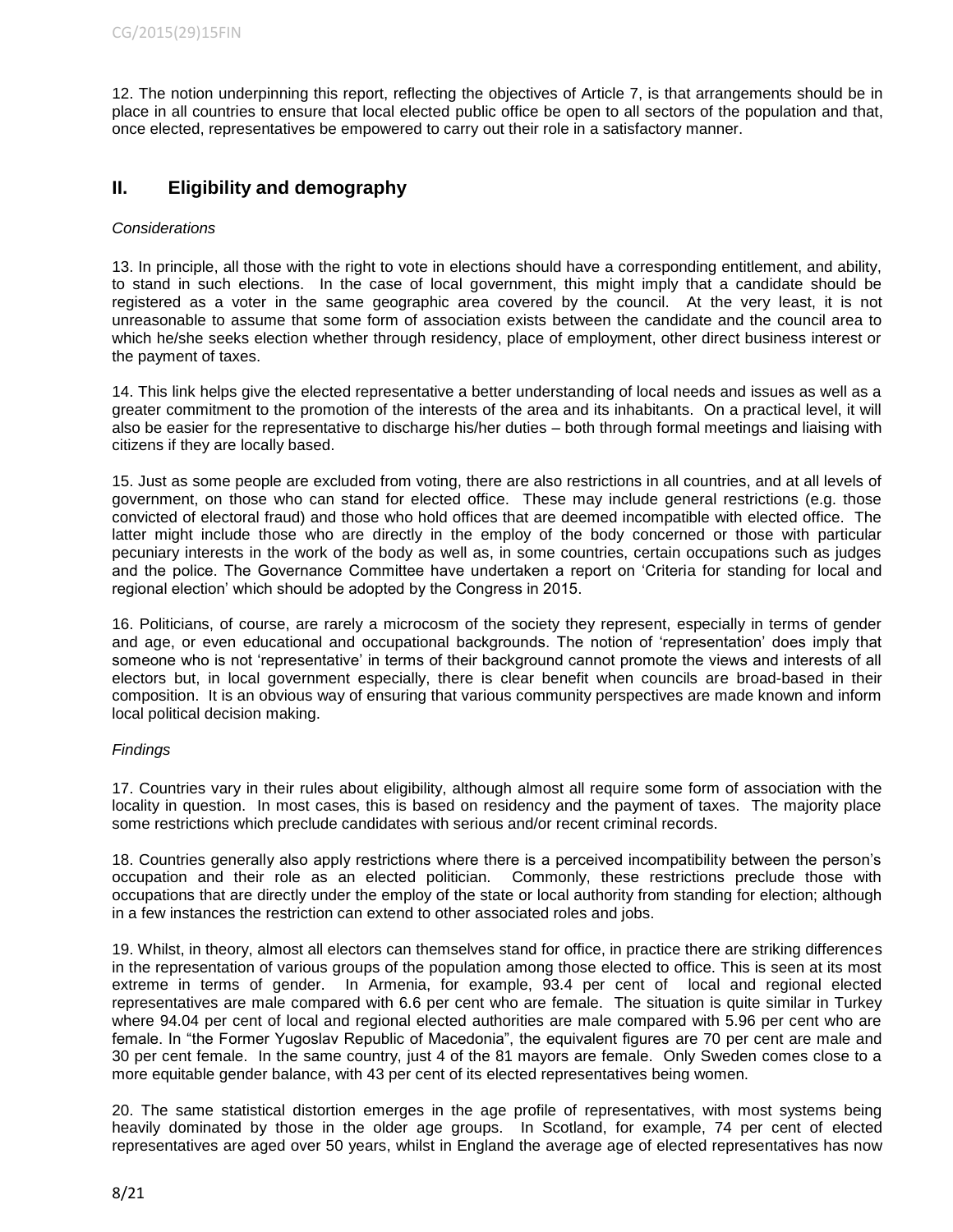12. The notion underpinning this report, reflecting the objectives of Article 7, is that arrangements should be in place in all countries to ensure that local elected public office be open to all sectors of the population and that, once elected, representatives be empowered to carry out their role in a satisfactory manner.

## II. Eligibility and demography

*Considerations*

13. In principle, all those with the right to vote in elections should have a corresponding entitlement, and ability, to stand in such elections. In the case of local government, this might imply that a candidate should be registered as a voter in the same geographic area covered by the council. At the very least, it is not unreasonable to assume that some form of association exists between the candidate and the council area to which he/she seeks election whether through residency, place of employment, other direct business interest or the payment of taxes.

14. This link helps give the elected representative a better understanding of local needs and issues as well as a greater commitment to the promotion of the interests of the area and its inhabitants. On a practical level, it will also be easier for the representative to discharge his/her duties – both through formal meetings and liaising with citizens if they are locally based.

15. Just as some people are excluded from voting, there are also restrictions in all countries, and at all levels of government, on those who can stand for elected office. These may include general restrictions (e.g. those convicted of electoral fraud) and those who hold offices that are deemed incompatible with elected office. The latter might include those who are directly in the employ of the body concerned or those with particular pecuniary interests in the work of the body as well as, in some countries, certain occupations such as judges and the police. The Governance Committee have undertaken a report on 'Criteria for standing for local and regional election' which should be adopted by the Congress in 2015.

16. Politicians, of course, are rarely a microcosm of the society they represent, especially in terms of gender and age, or even educational and occupational backgrounds. The notion of 'representation' does imply that someone who is not 'representative' in terms of their background cannot promote the views and interests of all electors but, in local government especially, there is clear benefit when councils are broad-based in their composition. It is an obvious way of ensuring that various community perspectives are made known and inform local political decision making.

*Findings*

17. Countries vary in their rules about eligibility, although almost all require some form of association with the locality in question. In most cases, this is based on residency and the payment of taxes. The majority place some restrictions which preclude candidates with serious and/or recent criminal records.

18. Countries generally also apply restrictions where there is a perceived incompatibility between the person's occupation and their role as an elected politician. Commonly, these restrictions preclude those with occupations that are directly under the employ of the state or local authority from standing for election; although in a few instances the restriction can extend to other associated roles and jobs.

19. Whilst, in theory, almost all electors can themselves stand for office, in practice there are striking differences in the representation of various groups of the population among those elected to office. This is seen at its most extreme in terms of gender. In Armenia, for example, 93.4 per cent of local and regional elected representatives are male compared with 6.6 per cent who are female. The situation is quite similar in Turkey where 94.04 per cent of local and regional elected authorities are male compared with 5.96 per cent who are female. In "the Former Yugoslav Republic of Macedonia", the equivalent figures are 70 per cent are male and 30 per cent female. In the same country, just 4 of the 81 mayors are female. Only Sweden comes close to a more equitable gender balance, with 43 per cent of its elected representatives being women.

20. The same statistical distortion emerges in the age profile of representatives, with most systems being heavily dominated by those in the older age groups. In Scotland, for example, 74 per cent of elected representatives are aged over 50 years, whilst in England the average age of elected representatives has now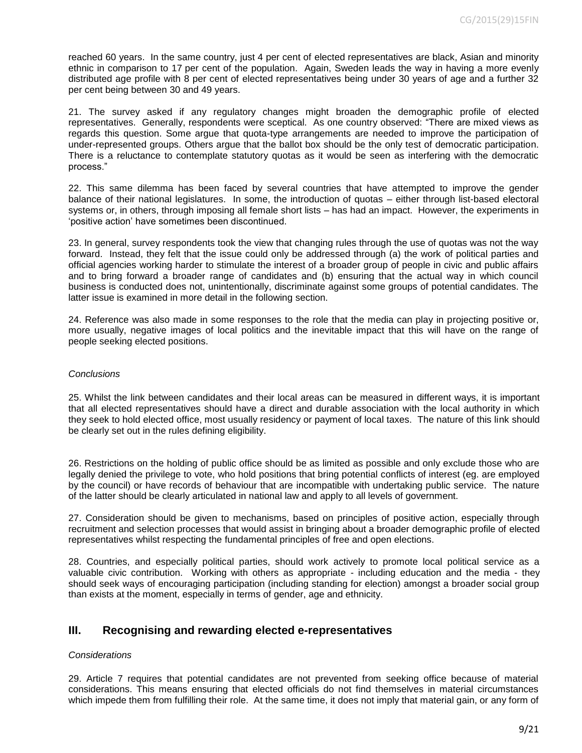reached 60 years. In the same country, just 4 per cent of elected representatives are black, Asian and minority ethnic in comparison to 17 per cent of the population. Again, Sweden leads the way in having a more evenly distributed age profile with 8 per cent of elected representatives being under 30 years of age and a further 32 per cent being between 30 and 49 years.

21. The survey asked if any regulatory changes might broaden the demographic profile of elected representatives. Generally, respondents were sceptical. As one country observed: "There are mixed views as regards this question. Some argue that quota-type arrangements are needed to improve the participation of under-represented groups. Others argue that the ballot box should be the only test of democratic participation. There is a reluctance to contemplate statutory quotas as it would be seen as interfering with the democratic process."

22. This same dilemma has been faced by several countries that have attempted to improve the gender balance of their national legislatures. In some, the introduction of quotas – either through list-based electoral systems or, in others, through imposing all female short lists – has had an impact. However, the experiments in 'positive action' have sometimes been discontinued.

23. In general, survey respondents took the view that changing rules through the use of quotas was not the way forward. Instead, they felt that the issue could only be addressed through (a) the work of political parties and official agencies working harder to stimulate the interest of a broader group of people in civic and public affairs and to bring forward a broader range of candidates and (b) ensuring that the actual way in which council business is conducted does not, unintentionally, discriminate against some groups of potential candidates. The latter issue is examined in more detail in the following section.

24. Reference was also made in some responses to the role that the media can play in projecting positive or, more usually, negative images of local politics and the inevitable impact that this will have on the range of people seeking elected positions.

*Conclusions*

25. Whilst the link between candidates and their local areas can be measured in different ways, it is important that all elected representatives should have a direct and durable association with the local authority in which they seek to hold elected office, most usually residency or payment of local taxes. The nature of this link should be clearly set out in the rules defining eligibility.

26. Restrictions on the holding of public office should be as limited as possible and only exclude those who are legally denied the privilege to vote, who hold positions that bring potential conflicts of interest (eg. are employed by the council) or have records of behaviour that are incompatible with undertaking public service. The nature of the latter should be clearly articulated in national law and apply to all levels of government.

27. Consideration should be given to mechanisms, based on principles of positive action, especially through recruitment and selection processes that would assist in bringing about a broader demographic profile of elected representatives whilst respecting the fundamental principles of free and open elections.

28. Countries, and especially political parties, should work actively to promote local political service as a valuable civic contribution. Working with others as appropriate - including education and the media - they should seek ways of encouraging participation (including standing for election) amongst a broader social group than exists at the moment, especially in terms of gender, age and ethnicity.

## III. Recognising and rewarding elected e-representatives

*Considerations*

29. Article 7 requires that potential candidates are not prevented from seeking office because of material considerations. This means ensuring that elected officials do not find themselves in material circumstances which impede them from fulfilling their role. At the same time, it does not imply that material gain, or any form of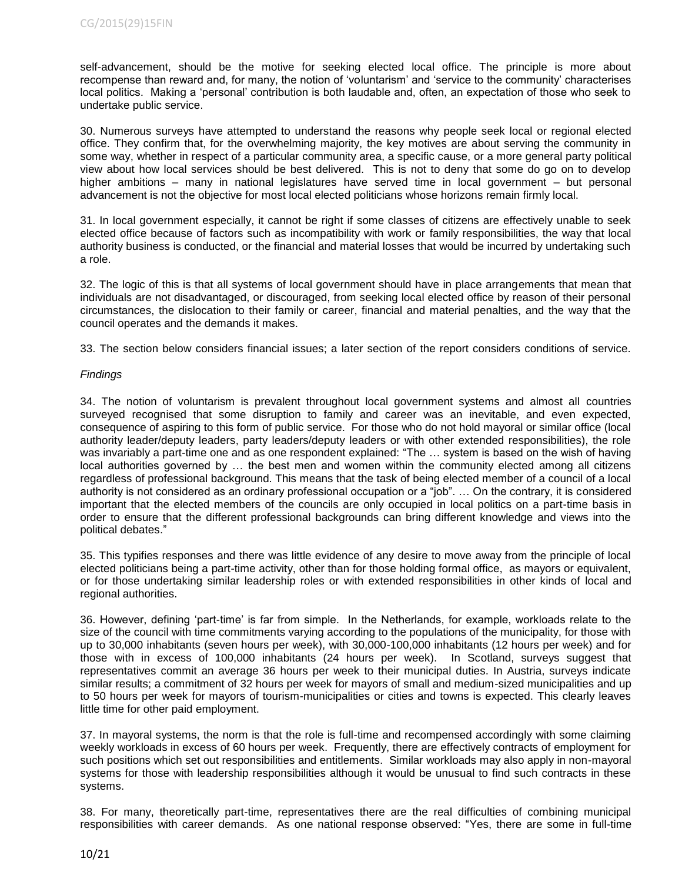self-advancement, should be the motive for seeking elected local office. The principle is more about recompense than reward and, for many, the notion of 'voluntarism' and 'service to the community' characterises local politics. Making a 'personal' contribution is both laudable and, often, an expectation of those who seek to undertake public service.

30. Numerous surveys have attempted to understand the reasons why people seek local or regional elected office. They confirm that, for the overwhelming majority, the key motives are about serving the community in some way, whether in respect of a particular community area, a specific cause, or a more general party political view about how local services should be best delivered. This is not to deny that some do go on to develop higher ambitions – many in national legislatures have served time in local government – but personal advancement is not the objective for most local elected politicians whose horizons remain firmly local.

31. In local government especially, it cannot be right if some classes of citizens are effectively unable to seek elected office because of factors such as incompatibility with work or family responsibilities, the way that local authority business is conducted, or the financial and material losses that would be incurred by undertaking such a role.

32. The logic of this is that all systems of local government should have in place arrangements that mean that individuals are not disadvantaged, or discouraged, from seeking local elected office by reason of their personal circumstances, the dislocation to their family or career, financial and material penalties, and the way that the council operates and the demands it makes.

33. The section below considers financial issues; a later section of the report considers conditions of service.

*Findings*

34. The notion of voluntarism is prevalent throughout local government systems and almost all countries surveyed recognised that some disruption to family and career was an inevitable, and even expected, consequence of aspiring to this form of public service. For those who do not hold mayoral or similar office (local authority leader/deputy leaders, party leaders/deputy leaders or with other extended responsibilities), the role was invariably a part-time one and as one respondent explained: "The … system is based on the wish of having local authorities governed by … the best men and women within the community elected among all citizens regardless of professional background. This means that the task of being elected member of a council of a local authority is not considered as an ordinary professional occupation or a "job". … On the contrary, it is considered important that the elected members of the councils are only occupied in local politics on a part-time basis in order to ensure that the different professional backgrounds can bring different knowledge and views into the political debates."

35. This typifies responses and there was little evidence of any desire to move away from the principle of local elected politicians being a part-time activity, other than for those holding formal office, as mayors or equivalent, or for those undertaking similar leadership roles or with extended responsibilities in other kinds of local and regional authorities.

36. However, defining 'part-time' is far from simple. In the Netherlands, for example, workloads relate to the size of the council with time commitments varying according to the populations of the municipality, for those with up to 30,000 inhabitants (seven hours per week), with 30,000-100,000 inhabitants (12 hours per week) and for those with in excess of 100,000 inhabitants (24 hours per week). In Scotland, surveys suggest that representatives commit an average 36 hours per week to their municipal duties. In Austria, surveys indicate similar results; a commitment of 32 hours per week for mayors of small and medium-sized municipalities and up to 50 hours per week for mayors of tourism-municipalities or cities and towns is expected. This clearly leaves little time for other paid employment.

37. In mayoral systems, the norm is that the role is full-time and recompensed accordingly with some claiming weekly workloads in excess of 60 hours per week. Frequently, there are effectively contracts of employment for such positions which set out responsibilities and entitlements. Similar workloads may also apply in non-mayoral systems for those with leadership responsibilities although it would be unusual to find such contracts in these systems.

38. For many, theoretically part-time, representatives there are the real difficulties of combining municipal responsibilities with career demands. As one national response observed: "Yes, there are some in full-time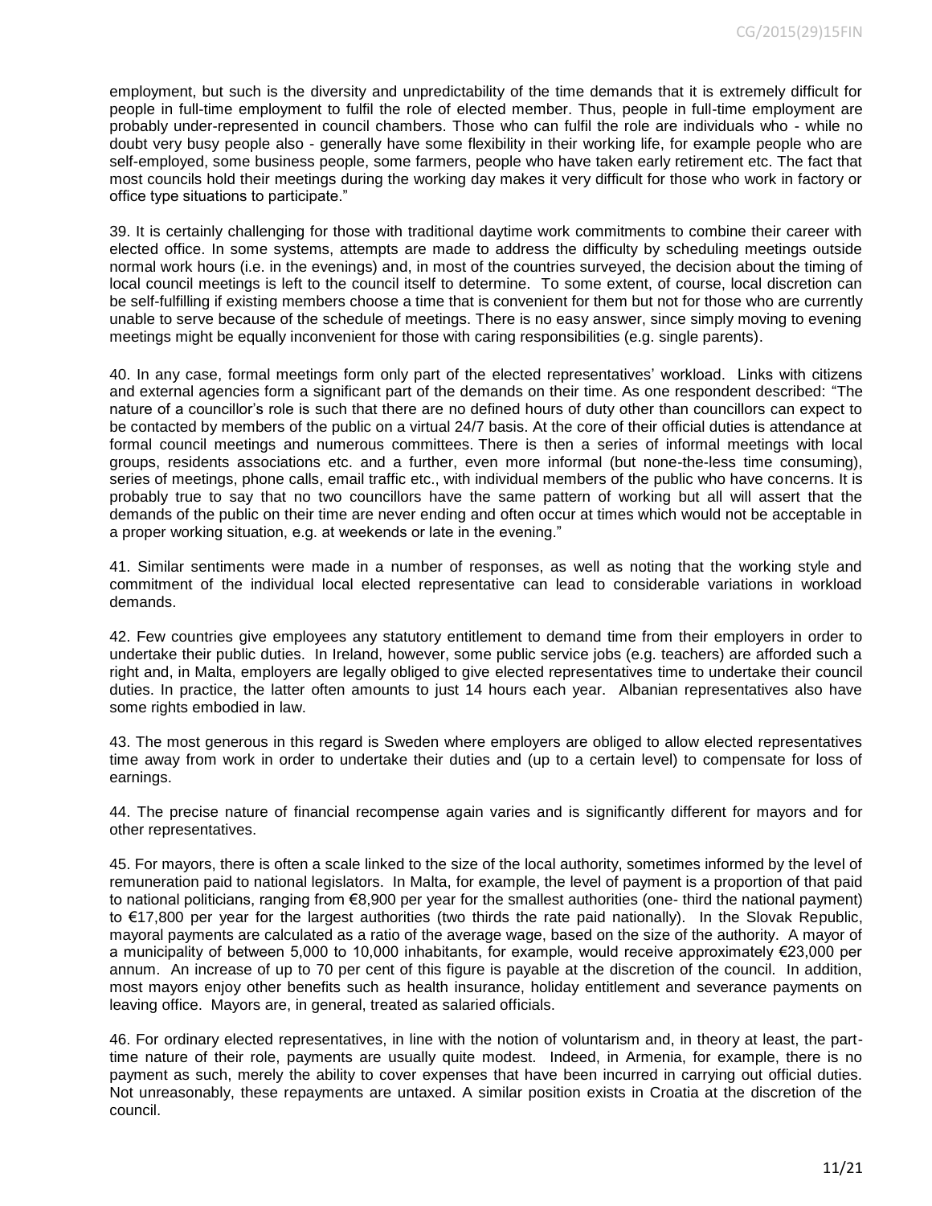employment, but such is the diversity and unpredictability of the time demands that it is extremely difficult for people in full-time employment to fulfil the role of elected member. Thus, people in full-time employment are probably under-represented in council chambers. Those who can fulfil the role are individuals who - while no doubt very busy people also - generally have some flexibility in their working life, for example people who are self-employed, some business people, some farmers, people who have taken early retirement etc. The fact that most councils hold their meetings during the working day makes it very difficult for those who work in factory or office type situations to participate."

39. It is certainly challenging for those with traditional daytime work commitments to combine their career with elected office. In some systems, attempts are made to address the difficulty by scheduling meetings outside normal work hours (i.e. in the evenings) and, in most of the countries surveyed, the decision about the timing of local council meetings is left to the council itself to determine. To some extent, of course, local discretion can be self-fulfilling if existing members choose a time that is convenient for them but not for those who are currently unable to serve because of the schedule of meetings. There is no easy answer, since simply moving to evening meetings might be equally inconvenient for those with caring responsibilities (e.g. single parents).

40. In any case, formal meetings form only part of the elected representatives' workload. Links with citizens and external agencies form a significant part of the demands on their time. As one respondent described: "The nature of a councillor's role is such that there are no defined hours of duty other than councillors can expect to be contacted by members of the public on a virtual 24/7 basis. At the core of their official duties is attendance at formal council meetings and numerous committees. There is then a series of informal meetings with local groups, residents associations etc. and a further, even more informal (but none-the-less time consuming), series of meetings, phone calls, email traffic etc., with individual members of the public who have concerns. It is probably true to say that no two councillors have the same pattern of working but all will assert that the demands of the public on their time are never ending and often occur at times which would not be acceptable in a proper working situation, e.g. at weekends or late in the evening."

41. Similar sentiments were made in a number of responses, as well as noting that the working style and commitment of the individual local elected representative can lead to considerable variations in workload demands.

42. Few countries give employees any statutory entitlement to demand time from their employers in order to undertake their public duties. In Ireland, however, some public service jobs (e.g. teachers) are afforded such a right and, in Malta, employers are legally obliged to give elected representatives time to undertake their council duties. In practice, the latter often amounts to just 14 hours each year. Albanian representatives also have some rights embodied in law.

43. The most generous in this regard is Sweden where employers are obliged to allow elected representatives time away from work in order to undertake their duties and (up to a certain level) to compensate for loss of earnings.

44. The precise nature of financial recompense again varies and is significantly different for mayors and for other representatives.

45. For mayors, there is often a scale linked to the size of the local authority, sometimes informed by the level of remuneration paid to national legislators. In Malta, for example, the level of payment is a proportion of that paid to national politicians, ranging from €8,900 per year for the smallest authorities (one- third the national payment) to €17,800 per year for the largest authorities (two thirds the rate paid nationally). In the Slovak Republic, mayoral payments are calculated as a ratio of the average wage, based on the size of the authority. A mayor of a municipality of between 5,000 to 10,000 inhabitants, for example, would receive approximately €23,000 per annum. An increase of up to 70 per cent of this figure is payable at the discretion of the council. In addition, most mayors enjoy other benefits such as health insurance, holiday entitlement and severance payments on leaving office. Mayors are, in general, treated as salaried officials.

46. For ordinary elected representatives, in line with the notion of voluntarism and, in theory at least, the part-time nature of their role, payments are usually quite modest. Indeed, in Armenia, for example, there is no payment as such, merely the ability to cover expenses that have been incurred in carrying out official duties. Not unreasonably, these repayments are untaxed. A similar position exists in Croatia at the discretion of the council.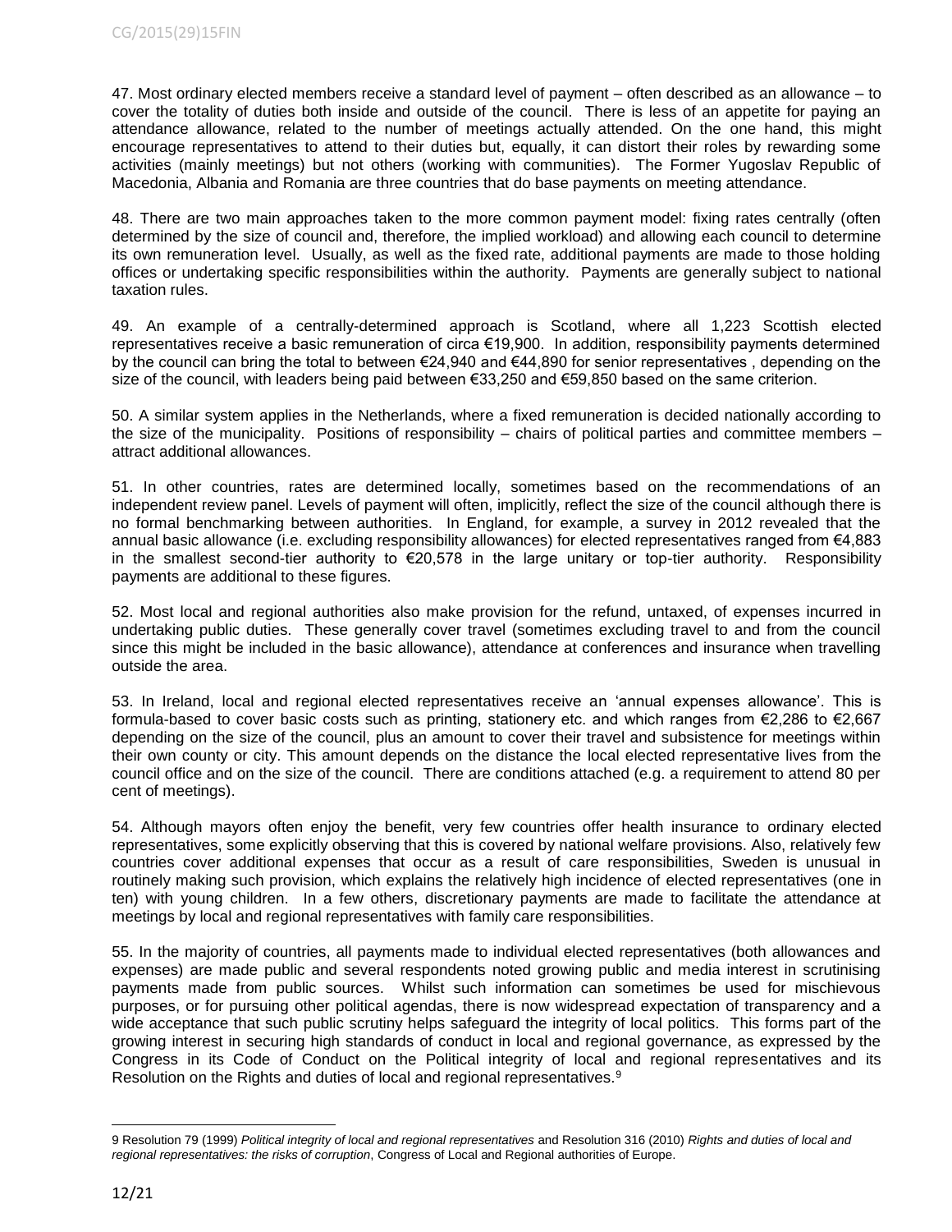47. Most ordinary elected members receive a standard level of payment – often described as an allowance – to cover the totality of duties both inside and outside of the council. There is less of an appetite for paying an attendance allowance, related to the number of meetings actually attended. On the one hand, this might encourage representatives to attend to their duties but, equally, it can distort their roles by rewarding some activities (mainly meetings) but not others (working with communities). The Former Yugoslav Republic of Macedonia, Albania and Romania are three countries that do base payments on meeting attendance.

48. There are two main approaches taken to the more common payment model: fixing rates centrally (often determined by the size of council and, therefore, the implied workload) and allowing each council to determine its own remuneration level. Usually, as well as the fixed rate, additional payments are made to those holding offices or undertaking specific responsibilities within the authority. Payments are generally subject to national taxation rules.

49. An example of a centrally-determined approach is Scotland, where all 1,223 Scottish elected representatives receive a basic remuneration of circa €19,900. In addition, responsibility payments determined by the council can bring the total to between €24,940 and €44,890 for senior representatives , depending on the size of the council, with leaders being paid between €33,250 and €59,850 based on the same criterion.

50. A similar system applies in the Netherlands, where a fixed remuneration is decided nationally according to the size of the municipality. Positions of responsibility – chairs of political parties and committee members – attract additional allowances.

51. In other countries, rates are determined locally, sometimes based on the recommendations of an independent review panel. Levels of payment will often, implicitly, reflect the size of the council although there is no formal benchmarking between authorities. In England, for example, a survey in 2012 revealed that the annual basic allowance (i.e. excluding responsibility allowances) for elected representatives ranged from €4,883 in the smallest second-tier authority to €20,578 in the large unitary or top-tier authority. Responsibility payments are additional to these figures.

52. Most local and regional authorities also make provision for the refund, untaxed, of expenses incurred in undertaking public duties. These generally cover travel (sometimes excluding travel to and from the council since this might be included in the basic allowance), attendance at conferences and insurance when travelling outside the area.

53. In Ireland, local and regional elected representatives receive an 'annual expenses allowance'. This is formula-based to cover basic costs such as printing, stationery etc. and which ranges from €2,286 to €2,667 depending on the size of the council, plus an amount to cover their travel and subsistence for meetings within their own county or city. This amount depends on the distance the local elected representative lives from the council office and on the size of the council. There are conditions attached (e.g. a requirement to attend 80 per cent of meetings).

54. Although mayors often enjoy the benefit, very few countries offer health insurance to ordinary elected representatives, some explicitly observing that this is covered by national welfare provisions. Also, relatively few countries cover additional expenses that occur as a result of care responsibilities, Sweden is unusual in routinely making such provision, which explains the relatively high incidence of elected representatives (one in ten) with young children. In a few others, discretionary payments are made to facilitate the attendance at meetings by local and regional representatives with family care responsibilities.

55. In the majority of countries, all payments made to individual elected representatives (both allowances and expenses) are made public and several respondents noted growing public and media interest in scrutinising payments made from public sources. Whilst such information can sometimes be used for mischievous purposes, or for pursuing other political agendas, there is now widespread expectation of transparency and a wide acceptance that such public scrutiny helps safeguard the integrity of local politics. This forms part of the growing interest in securing high standards of conduct in local and regional governance, as expressed by the Congress in its Code of Conduct on the Political integrity of local and regional representatives and its Resolution on the Rights and duties of local and regional representatives.[9]

---

9 Resolution 79 (1999) *Political integrity of local and regional representatives* and Resolution 316 (2010) *Rights and duties of local and regional representatives: the risks of corruption*, Congress of Local and Regional authorities of Europe.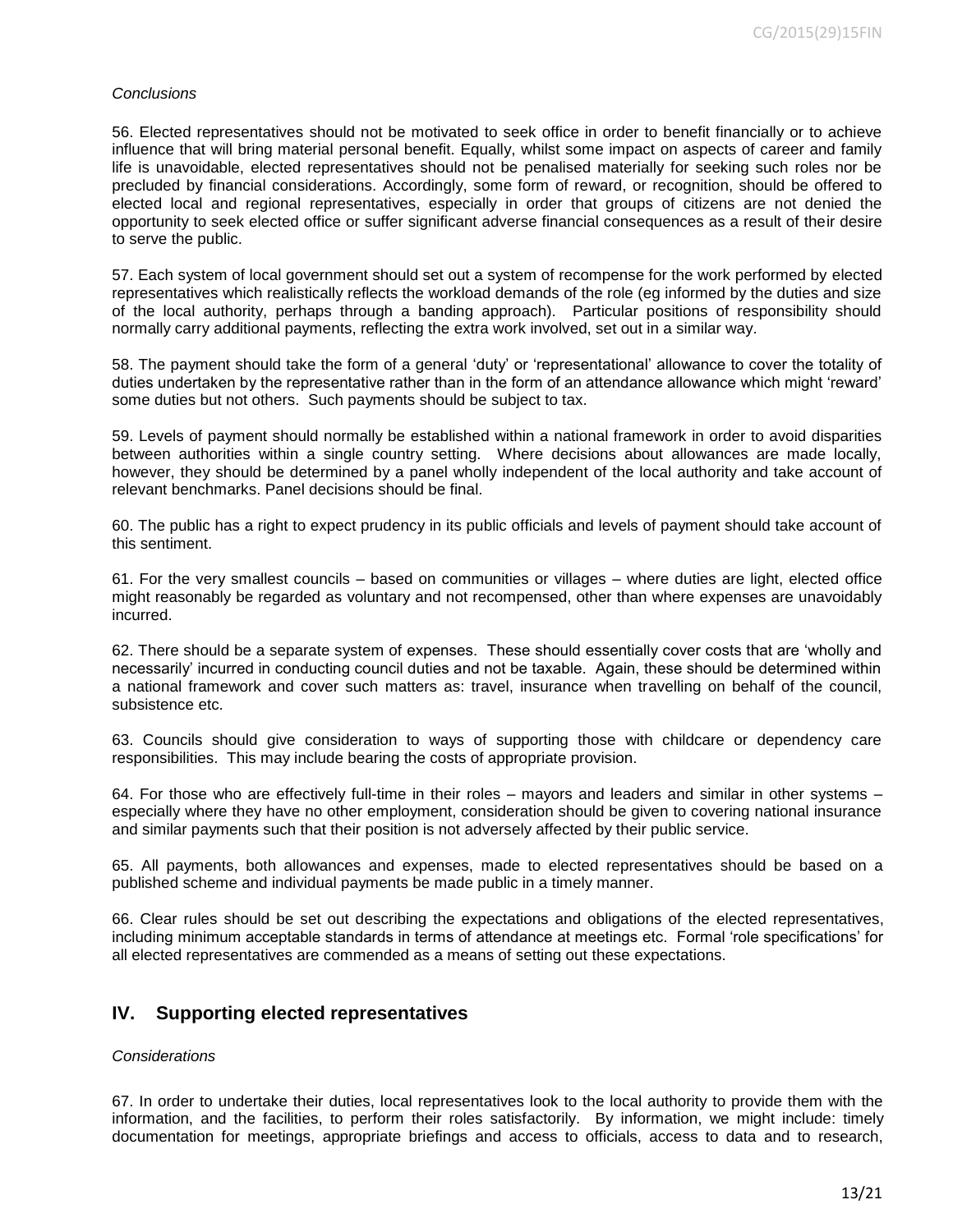*Conclusions*

56. Elected representatives should not be motivated to seek office in order to benefit financially or to achieve influence that will bring material personal benefit. Equally, whilst some impact on aspects of career and family life is unavoidable, elected representatives should not be penalised materially for seeking such roles nor be precluded by financial considerations. Accordingly, some form of reward, or recognition, should be offered to elected local and regional representatives, especially in order that groups of citizens are not denied the opportunity to seek elected office or suffer significant adverse financial consequences as a result of their desire to serve the public.

57. Each system of local government should set out a system of recompense for the work performed by elected representatives which realistically reflects the workload demands of the role (eg informed by the duties and size of the local authority, perhaps through a banding approach). Particular positions of responsibility should normally carry additional payments, reflecting the extra work involved, set out in a similar way.

58. The payment should take the form of a general 'duty' or 'representational' allowance to cover the totality of duties undertaken by the representative rather than in the form of an attendance allowance which might 'reward' some duties but not others. Such payments should be subject to tax.

59. Levels of payment should normally be established within a national framework in order to avoid disparities between authorities within a single country setting. Where decisions about allowances are made locally, however, they should be determined by a panel wholly independent of the local authority and take account of relevant benchmarks. Panel decisions should be final.

60. The public has a right to expect prudency in its public officials and levels of payment should take account of this sentiment.

61. For the very smallest councils – based on communities or villages – where duties are light, elected office might reasonably be regarded as voluntary and not recompensed, other than where expenses are unavoidably incurred.

62. There should be a separate system of expenses. These should essentially cover costs that are 'wholly and necessarily' incurred in conducting council duties and not be taxable. Again, these should be determined within a national framework and cover such matters as: travel, insurance when travelling on behalf of the council, subsistence etc.

63. Councils should give consideration to ways of supporting those with childcare or dependency care responsibilities. This may include bearing the costs of appropriate provision.

64. For those who are effectively full-time in their roles – mayors and leaders and similar in other systems – especially where they have no other employment, consideration should be given to covering national insurance and similar payments such that their position is not adversely affected by their public service.

65. All payments, both allowances and expenses, made to elected representatives should be based on a published scheme and individual payments be made public in a timely manner.

66. Clear rules should be set out describing the expectations and obligations of the elected representatives, including minimum acceptable standards in terms of attendance at meetings etc. Formal 'role specifications' for all elected representatives are commended as a means of setting out these expectations.

## IV. Supporting elected representatives

*Considerations*

67. In order to undertake their duties, local representatives look to the local authority to provide them with the information, and the facilities, to perform their roles satisfactorily. By information, we might include: timely documentation for meetings, appropriate briefings and access to officials, access to data and to research,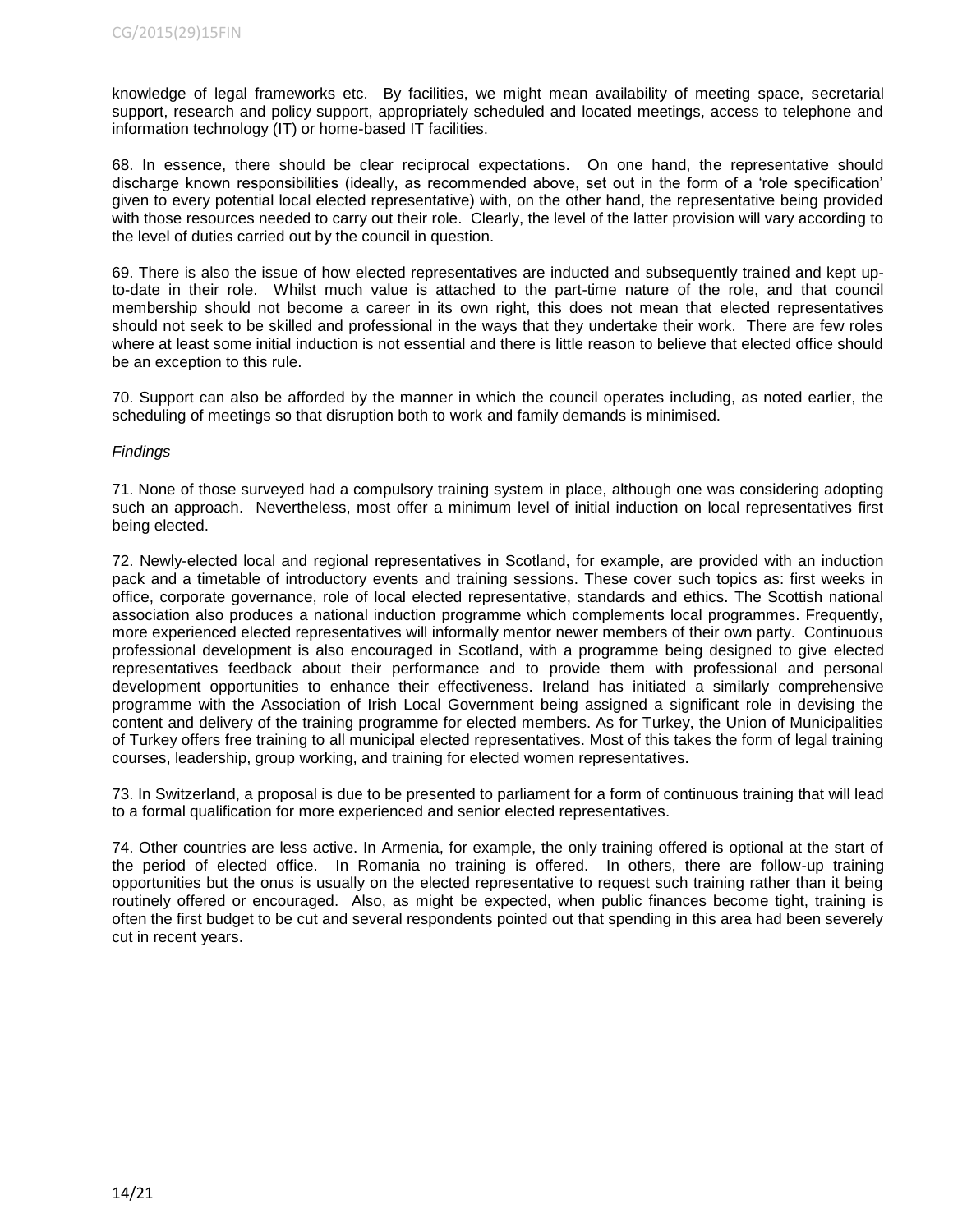knowledge of legal frameworks etc. By facilities, we might mean availability of meeting space, secretarial support, research and policy support, appropriately scheduled and located meetings, access to telephone and information technology (IT) or home-based IT facilities.

68. In essence, there should be clear reciprocal expectations. On one hand, the representative should discharge known responsibilities (ideally, as recommended above, set out in the form of a 'role specification' given to every potential local elected representative) with, on the other hand, the representative being provided with those resources needed to carry out their role. Clearly, the level of the latter provision will vary according to the level of duties carried out by the council in question.

69. There is also the issue of how elected representatives are inducted and subsequently trained and kept up-to-date in their role. Whilst much value is attached to the part-time nature of the role, and that council membership should not become a career in its own right, this does not mean that elected representatives should not seek to be skilled and professional in the ways that they undertake their work. There are few roles where at least some initial induction is not essential and there is little reason to believe that elected office should be an exception to this rule.

70. Support can also be afforded by the manner in which the council operates including, as noted earlier, the scheduling of meetings so that disruption both to work and family demands is minimised.

*Findings*

71. None of those surveyed had a compulsory training system in place, although one was considering adopting such an approach. Nevertheless, most offer a minimum level of initial induction on local representatives first being elected.

72. Newly-elected local and regional representatives in Scotland, for example, are provided with an induction pack and a timetable of introductory events and training sessions. These cover such topics as: first weeks in office, corporate governance, role of local elected representative, standards and ethics. The Scottish national association also produces a national induction programme which complements local programmes. Frequently, more experienced elected representatives will informally mentor newer members of their own party. Continuous professional development is also encouraged in Scotland, with a programme being designed to give elected representatives feedback about their performance and to provide them with professional and personal development opportunities to enhance their effectiveness. Ireland has initiated a similarly comprehensive programme with the Association of Irish Local Government being assigned a significant role in devising the content and delivery of the training programme for elected members. As for Turkey, the Union of Municipalities of Turkey offers free training to all municipal elected representatives. Most of this takes the form of legal training courses, leadership, group working, and training for elected women representatives.

73. In Switzerland, a proposal is due to be presented to parliament for a form of continuous training that will lead to a formal qualification for more experienced and senior elected representatives.

74. Other countries are less active. In Armenia, for example, the only training offered is optional at the start of the period of elected office. In Romania no training is offered. In others, there are follow-up training opportunities but the onus is usually on the elected representative to request such training rather than it being routinely offered or encouraged. Also, as might be expected, when public finances become tight, training is often the first budget to be cut and several respondents pointed out that spending in this area had been severely cut in recent years.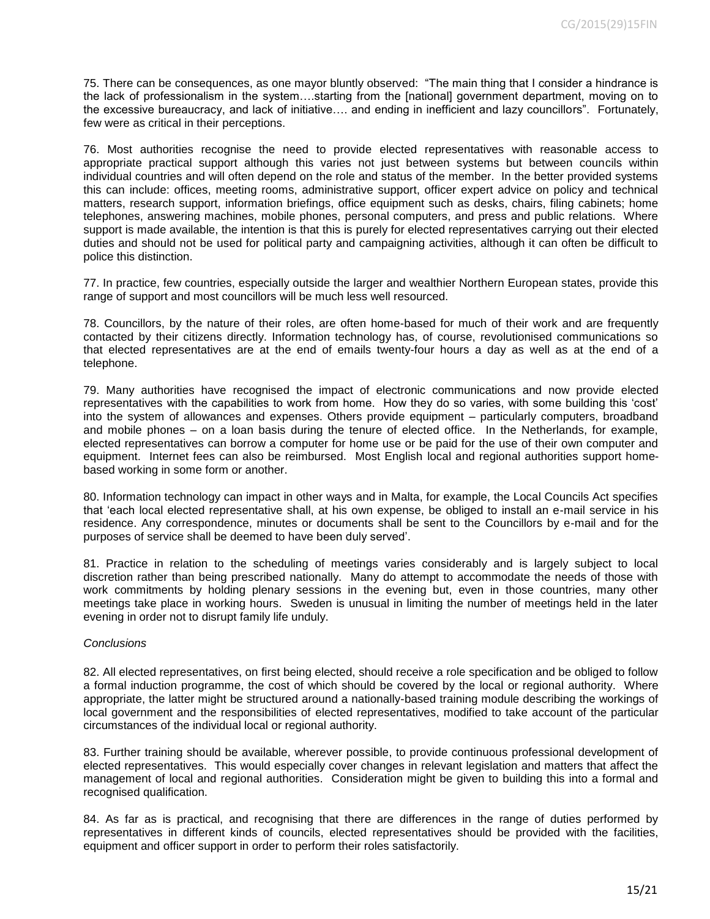75. There can be consequences, as one mayor bluntly observed: "The main thing that I consider a hindrance is the lack of professionalism in the system….starting from the [national] government department, moving on to the excessive bureaucracy, and lack of initiative…. and ending in inefficient and lazy councillors". Fortunately, few were as critical in their perceptions.

76. Most authorities recognise the need to provide elected representatives with reasonable access to appropriate practical support although this varies not just between systems but between councils within individual countries and will often depend on the role and status of the member. In the better provided systems this can include: offices, meeting rooms, administrative support, officer expert advice on policy and technical matters, research support, information briefings, office equipment such as desks, chairs, filing cabinets; home telephones, answering machines, mobile phones, personal computers, and press and public relations. Where support is made available, the intention is that this is purely for elected representatives carrying out their elected duties and should not be used for political party and campaigning activities, although it can often be difficult to police this distinction.

77. In practice, few countries, especially outside the larger and wealthier Northern European states, provide this range of support and most councillors will be much less well resourced.

78. Councillors, by the nature of their roles, are often home-based for much of their work and are frequently contacted by their citizens directly. Information technology has, of course, revolutionised communications so that elected representatives are at the end of emails twenty-four hours a day as well as at the end of a telephone.

79. Many authorities have recognised the impact of electronic communications and now provide elected representatives with the capabilities to work from home. How they do so varies, with some building this 'cost' into the system of allowances and expenses. Others provide equipment – particularly computers, broadband and mobile phones – on a loan basis during the tenure of elected office. In the Netherlands, for example, elected representatives can borrow a computer for home use or be paid for the use of their own computer and equipment. Internet fees can also be reimbursed. Most English local and regional authorities support home-based working in some form or another.

80. Information technology can impact in other ways and in Malta, for example, the Local Councils Act specifies that 'each local elected representative shall, at his own expense, be obliged to install an e-mail service in his residence. Any correspondence, minutes or documents shall be sent to the Councillors by e-mail and for the purposes of service shall be deemed to have been duly served'.

81. Practice in relation to the scheduling of meetings varies considerably and is largely subject to local discretion rather than being prescribed nationally. Many do attempt to accommodate the needs of those with work commitments by holding plenary sessions in the evening but, even in those countries, many other meetings take place in working hours. Sweden is unusual in limiting the number of meetings held in the later evening in order not to disrupt family life unduly.

*Conclusions*

82. All elected representatives, on first being elected, should receive a role specification and be obliged to follow a formal induction programme, the cost of which should be covered by the local or regional authority. Where appropriate, the latter might be structured around a nationally-based training module describing the workings of local government and the responsibilities of elected representatives, modified to take account of the particular circumstances of the individual local or regional authority.

83. Further training should be available, wherever possible, to provide continuous professional development of elected representatives. This would especially cover changes in relevant legislation and matters that affect the management of local and regional authorities. Consideration might be given to building this into a formal and recognised qualification.

84. As far as is practical, and recognising that there are differences in the range of duties performed by representatives in different kinds of councils, elected representatives should be provided with the facilities, equipment and officer support in order to perform their roles satisfactorily.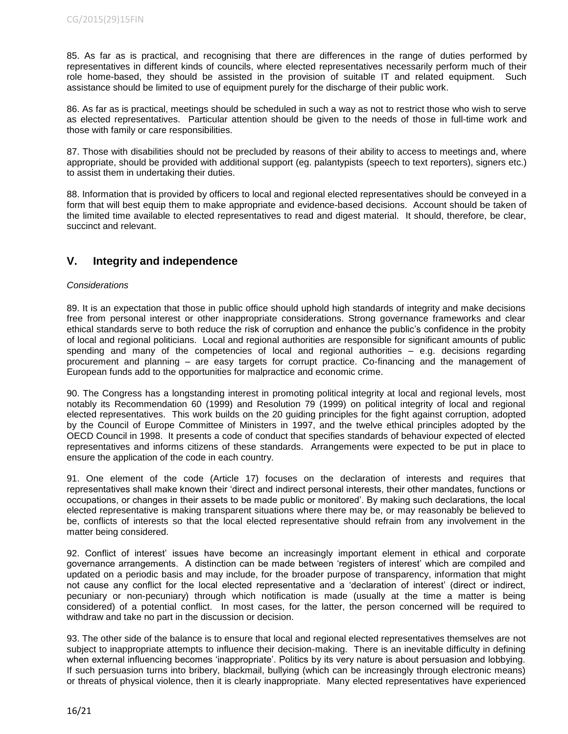85. As far as is practical, and recognising that there are differences in the range of duties performed by representatives in different kinds of councils, where elected representatives necessarily perform much of their role home-based, they should be assisted in the provision of suitable IT and related equipment. Such assistance should be limited to use of equipment purely for the discharge of their public work.

86. As far as is practical, meetings should be scheduled in such a way as not to restrict those who wish to serve as elected representatives. Particular attention should be given to the needs of those in full-time work and those with family or care responsibilities.

87. Those with disabilities should not be precluded by reasons of their ability to access to meetings and, where appropriate, should be provided with additional support (eg. palantypists (speech to text reporters), signers etc.) to assist them in undertaking their duties.

88. Information that is provided by officers to local and regional elected representatives should be conveyed in a form that will best equip them to make appropriate and evidence-based decisions. Account should be taken of the limited time available to elected representatives to read and digest material. It should, therefore, be clear, succinct and relevant.

## V. Integrity and independence

*Considerations*

89. It is an expectation that those in public office should uphold high standards of integrity and make decisions free from personal interest or other inappropriate considerations. Strong governance frameworks and clear ethical standards serve to both reduce the risk of corruption and enhance the public's confidence in the probity of local and regional politicians. Local and regional authorities are responsible for significant amounts of public spending and many of the competencies of local and regional authorities – e.g. decisions regarding procurement and planning – are easy targets for corrupt practice. Co-financing and the management of European funds add to the opportunities for malpractice and economic crime.

90. The Congress has a longstanding interest in promoting political integrity at local and regional levels, most notably its Recommendation 60 (1999) and Resolution 79 (1999) on political integrity of local and regional elected representatives. This work builds on the 20 guiding principles for the fight against corruption, adopted by the Council of Europe Committee of Ministers in 1997, and the twelve ethical principles adopted by the OECD Council in 1998. It presents a code of conduct that specifies standards of behaviour expected of elected representatives and informs citizens of these standards. Arrangements were expected to be put in place to ensure the application of the code in each country.

91. One element of the code (Article 17) focuses on the declaration of interests and requires that representatives shall make known their 'direct and indirect personal interests, their other mandates, functions or occupations, or changes in their assets to be made public or monitored'. By making such declarations, the local elected representative is making transparent situations where there may be, or may reasonably be believed to be, conflicts of interests so that the local elected representative should refrain from any involvement in the matter being considered.

92. Conflict of interest' issues have become an increasingly important element in ethical and corporate governance arrangements. A distinction can be made between 'registers of interest' which are compiled and updated on a periodic basis and may include, for the broader purpose of transparency, information that might not cause any conflict for the local elected representative and a 'declaration of interest' (direct or indirect, pecuniary or non-pecuniary) through which notification is made (usually at the time a matter is being considered) of a potential conflict. In most cases, for the latter, the person concerned will be required to withdraw and take no part in the discussion or decision.

93. The other side of the balance is to ensure that local and regional elected representatives themselves are not subject to inappropriate attempts to influence their decision-making. There is an inevitable difficulty in defining when external influencing becomes 'inappropriate'. Politics by its very nature is about persuasion and lobbying. If such persuasion turns into bribery, blackmail, bullying (which can be increasingly through electronic means) or threats of physical violence, then it is clearly inappropriate. Many elected representatives have experienced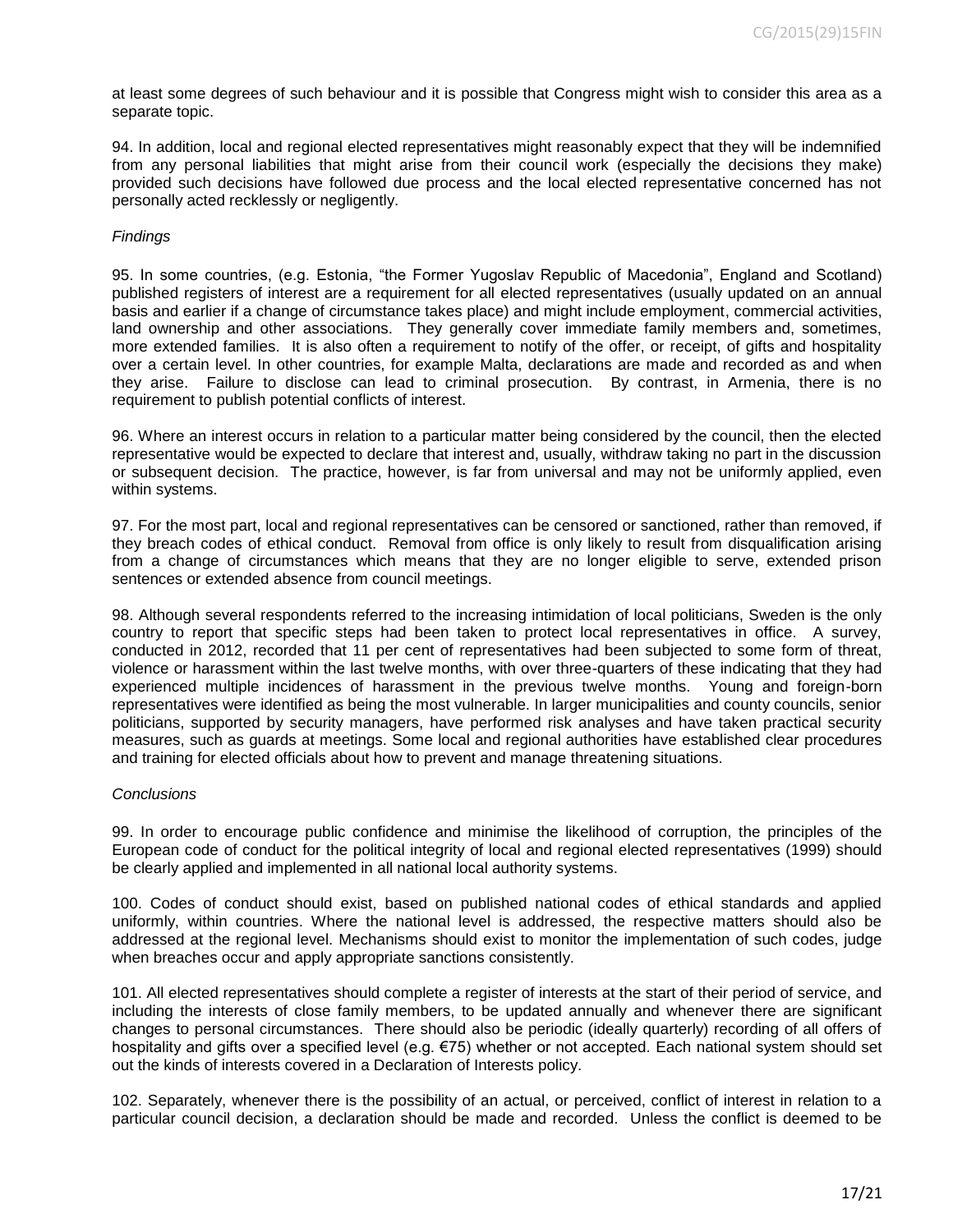at least some degrees of such behaviour and it is possible that Congress might wish to consider this area as a separate topic.

94. In addition, local and regional elected representatives might reasonably expect that they will be indemnified from any personal liabilities that might arise from their council work (especially the decisions they make) provided such decisions have followed due process and the local elected representative concerned has not personally acted recklessly or negligently.

*Findings*

95. In some countries, (e.g. Estonia, “the Former Yugoslav Republic of Macedonia”, England and Scotland) published registers of interest are a requirement for all elected representatives (usually updated on an annual basis and earlier if a change of circumstance takes place) and might include employment, commercial activities, land ownership and other associations. They generally cover immediate family members and, sometimes, more extended families. It is also often a requirement to notify of the offer, or receipt, of gifts and hospitality over a certain level. In other countries, for example Malta, declarations are made and recorded as and when they arise. Failure to disclose can lead to criminal prosecution. By contrast, in Armenia, there is no requirement to publish potential conflicts of interest.

96. Where an interest occurs in relation to a particular matter being considered by the council, then the elected representative would be expected to declare that interest and, usually, withdraw taking no part in the discussion or subsequent decision. The practice, however, is far from universal and may not be uniformly applied, even within systems.

97. For the most part, local and regional representatives can be censored or sanctioned, rather than removed, if they breach codes of ethical conduct. Removal from office is only likely to result from disqualification arising from a change of circumstances which means that they are no longer eligible to serve, extended prison sentences or extended absence from council meetings.

98. Although several respondents referred to the increasing intimidation of local politicians, Sweden is the only country to report that specific steps had been taken to protect local representatives in office. A survey, conducted in 2012, recorded that 11 per cent of representatives had been subjected to some form of threat, violence or harassment within the last twelve months, with over three-quarters of these indicating that they had experienced multiple incidences of harassment in the previous twelve months. Young and foreign-born representatives were identified as being the most vulnerable. In larger municipalities and county councils, senior politicians, supported by security managers, have performed risk analyses and have taken practical security measures, such as guards at meetings. Some local and regional authorities have established clear procedures and training for elected officials about how to prevent and manage threatening situations.

*Conclusions*

99. In order to encourage public confidence and minimise the likelihood of corruption, the principles of the European code of conduct for the political integrity of local and regional elected representatives (1999) should be clearly applied and implemented in all national local authority systems.

100. Codes of conduct should exist, based on published national codes of ethical standards and applied uniformly, within countries. Where the national level is addressed, the respective matters should also be addressed at the regional level. Mechanisms should exist to monitor the implementation of such codes, judge when breaches occur and apply appropriate sanctions consistently.

101. All elected representatives should complete a register of interests at the start of their period of service, and including the interests of close family members, to be updated annually and whenever there are significant changes to personal circumstances. There should also be periodic (ideally quarterly) recording of all offers of hospitality and gifts over a specified level (e.g. €75) whether or not accepted. Each national system should set out the kinds of interests covered in a Declaration of Interests policy.

102. Separately, whenever there is the possibility of an actual, or perceived, conflict of interest in relation to a particular council decision, a declaration should be made and recorded. Unless the conflict is deemed to be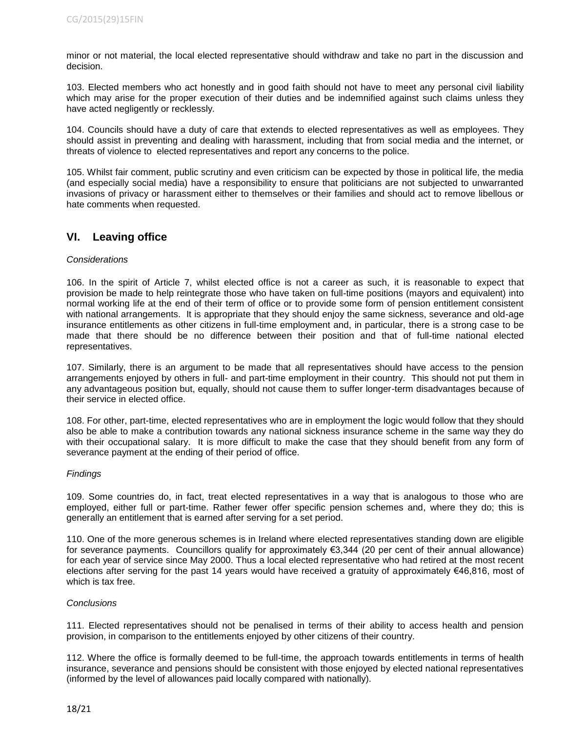minor or not material, the local elected representative should withdraw and take no part in the discussion and decision.

103. Elected members who act honestly and in good faith should not have to meet any personal civil liability which may arise for the proper execution of their duties and be indemnified against such claims unless they have acted negligently or recklessly.

104. Councils should have a duty of care that extends to elected representatives as well as employees. They should assist in preventing and dealing with harassment, including that from social media and the internet, or threats of violence to elected representatives and report any concerns to the police.

105. Whilst fair comment, public scrutiny and even criticism can be expected by those in political life, the media (and especially social media) have a responsibility to ensure that politicians are not subjected to unwarranted invasions of privacy or harassment either to themselves or their families and should act to remove libellous or hate comments when requested.

## VI. Leaving office

*Considerations*

106. In the spirit of Article 7, whilst elected office is not a career as such, it is reasonable to expect that provision be made to help reintegrate those who have taken on full-time positions (mayors and equivalent) into normal working life at the end of their term of office or to provide some form of pension entitlement consistent with national arrangements. It is appropriate that they should enjoy the same sickness, severance and old-age insurance entitlements as other citizens in full-time employment and, in particular, there is a strong case to be made that there should be no difference between their position and that of full-time national elected representatives.

107. Similarly, there is an argument to be made that all representatives should have access to the pension arrangements enjoyed by others in full- and part-time employment in their country. This should not put them in any advantageous position but, equally, should not cause them to suffer longer-term disadvantages because of their service in elected office.

108. For other, part-time, elected representatives who are in employment the logic would follow that they should also be able to make a contribution towards any national sickness insurance scheme in the same way they do with their occupational salary. It is more difficult to make the case that they should benefit from any form of severance payment at the ending of their period of office.

*Findings*

109. Some countries do, in fact, treat elected representatives in a way that is analogous to those who are employed, either full or part-time. Rather fewer offer specific pension schemes and, where they do; this is generally an entitlement that is earned after serving for a set period.

110. One of the more generous schemes is in Ireland where elected representatives standing down are eligible for severance payments. Councillors qualify for approximately €3,344 (20 per cent of their annual allowance) for each year of service since May 2000. Thus a local elected representative who had retired at the most recent elections after serving for the past 14 years would have received a gratuity of approximately €46,816, most of which is tax free.

*Conclusions*

111. Elected representatives should not be penalised in terms of their ability to access health and pension provision, in comparison to the entitlements enjoyed by other citizens of their country.

112. Where the office is formally deemed to be full-time, the approach towards entitlements in terms of health insurance, severance and pensions should be consistent with those enjoyed by elected national representatives (informed by the level of allowances paid locally compared with nationally).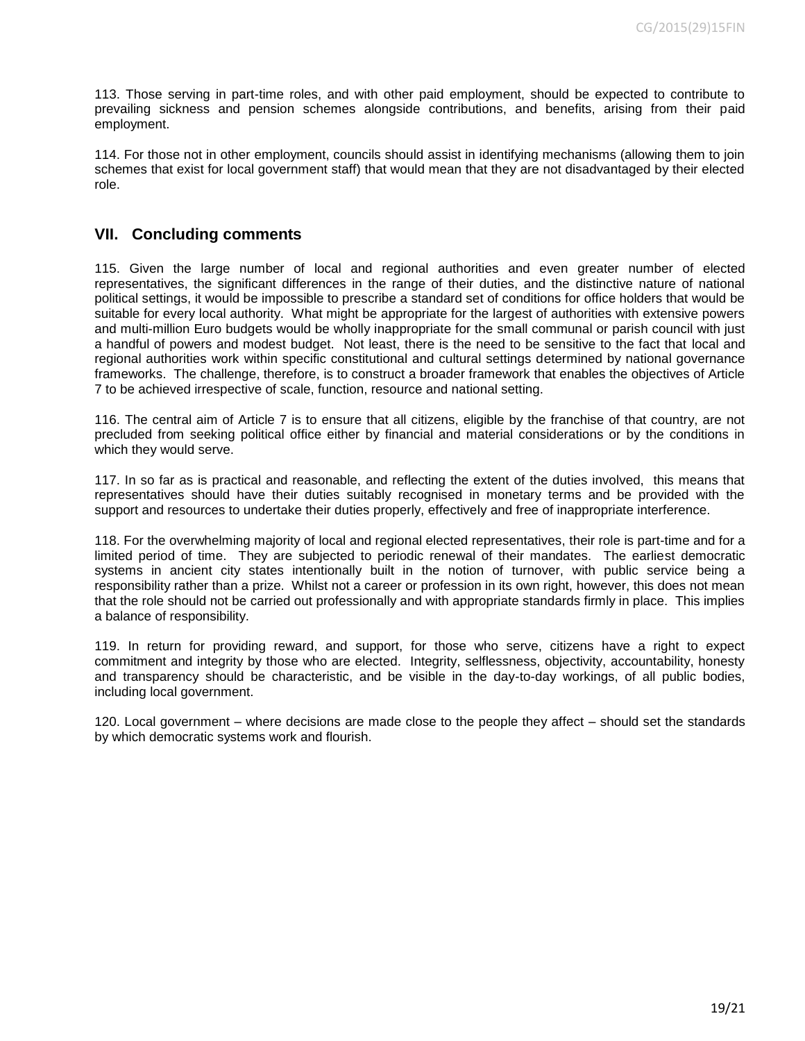113. Those serving in part-time roles, and with other paid employment, should be expected to contribute to prevailing sickness and pension schemes alongside contributions, and benefits, arising from their paid employment.

114. For those not in other employment, councils should assist in identifying mechanisms (allowing them to join schemes that exist for local government staff) that would mean that they are not disadvantaged by their elected role.

## VII. Concluding comments

115. Given the large number of local and regional authorities and even greater number of elected representatives, the significant differences in the range of their duties, and the distinctive nature of national political settings, it would be impossible to prescribe a standard set of conditions for office holders that would be suitable for every local authority. What might be appropriate for the largest of authorities with extensive powers and multi-million Euro budgets would be wholly inappropriate for the small communal or parish council with just a handful of powers and modest budget. Not least, there is the need to be sensitive to the fact that local and regional authorities work within specific constitutional and cultural settings determined by national governance frameworks. The challenge, therefore, is to construct a broader framework that enables the objectives of Article 7 to be achieved irrespective of scale, function, resource and national setting.

116. The central aim of Article 7 is to ensure that all citizens, eligible by the franchise of that country, are not precluded from seeking political office either by financial and material considerations or by the conditions in which they would serve.

117. In so far as is practical and reasonable, and reflecting the extent of the duties involved, this means that representatives should have their duties suitably recognised in monetary terms and be provided with the support and resources to undertake their duties properly, effectively and free of inappropriate interference.

118. For the overwhelming majority of local and regional elected representatives, their role is part-time and for a limited period of time. They are subjected to periodic renewal of their mandates. The earliest democratic systems in ancient city states intentionally built in the notion of turnover, with public service being a responsibility rather than a prize. Whilst not a career or profession in its own right, however, this does not mean that the role should not be carried out professionally and with appropriate standards firmly in place. This implies a balance of responsibility.

119. In return for providing reward, and support, for those who serve, citizens have a right to expect commitment and integrity by those who are elected. Integrity, selflessness, objectivity, accountability, honesty and transparency should be characteristic, and be visible in the day-to-day workings, of all public bodies, including local government.

120. Local government – where decisions are made close to the people they affect – should set the standards by which democratic systems work and flourish.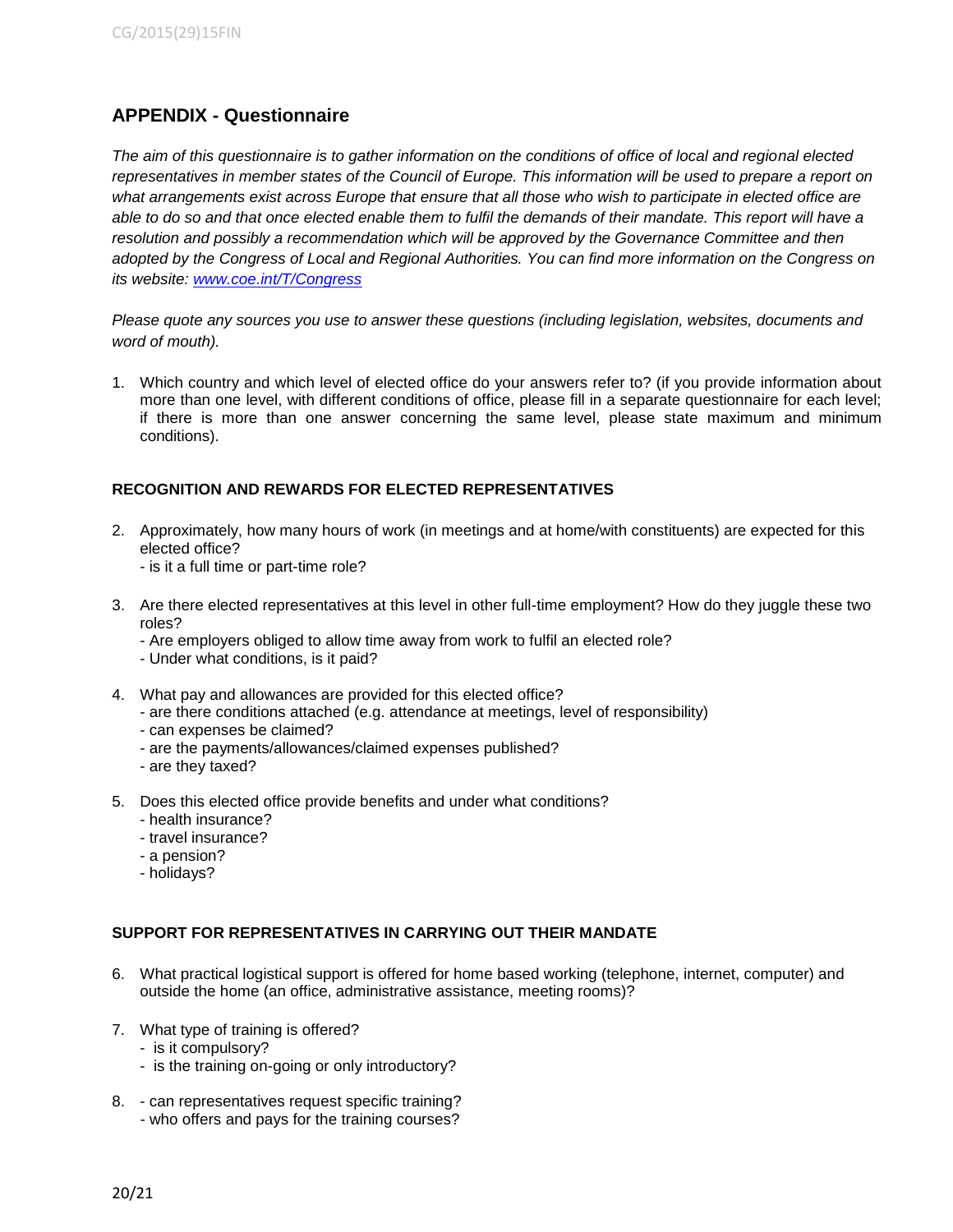## APPENDIX - Questionnaire

*The aim of this questionnaire is to gather information on the conditions of office of local and regional elected representatives in member states of the Council of Europe. This information will be used to prepare a report on what arrangements exist across Europe that ensure that all those who wish to participate in elected office are able to do so and that once elected enable them to fulfil the demands of their mandate. This report will have a resolution and possibly a recommendation which will be approved by the Governance Committee and then adopted by the Congress of Local and Regional Authorities. You can find more information on the Congress on its website: [www.coe.int/T/Congress](www.coe.int/T/Congress)*

*Please quote any sources you use to answer these questions (including legislation, websites, documents and word of mouth).*

1. Which country and which level of elected office do your answers refer to? (if you provide information about more than one level, with different conditions of office, please fill in a separate questionnaire for each level; if there is more than one answer concerning the same level, please state maximum and minimum conditions).

### RECOGNITION AND REWARDS FOR ELECTED REPRESENTATIVES

2. Approximately, how many hours of work (in meetings and at home/with constituents) are expected for this elected office?
   - is it a full time or part-time role?

3. Are there elected representatives at this level in other full-time employment? How do they juggle these two roles?
   - Are employers obliged to allow time away from work to fulfil an elected role?
   - Under what conditions, is it paid?

4. What pay and allowances are provided for this elected office?
   - are there conditions attached (e.g. attendance at meetings, level of responsibility)
   - can expenses be claimed?
   - are the payments/allowances/claimed expenses published?
   - are they taxed?

5. Does this elected office provide benefits and under what conditions?
   - health insurance?
   - travel insurance?
   - a pension?
   - holidays?

### SUPPORT FOR REPRESENTATIVES IN CARRYING OUT THEIR MANDATE

6. What practical logistical support is offered for home based working (telephone, internet, computer) and outside the home (an office, administrative assistance, meeting rooms)?

7. What type of training is offered?
   - is it compulsory?
   - is the training on-going or only introductory?

8. - can representatives request specific training?
   - who offers and pays for the training courses?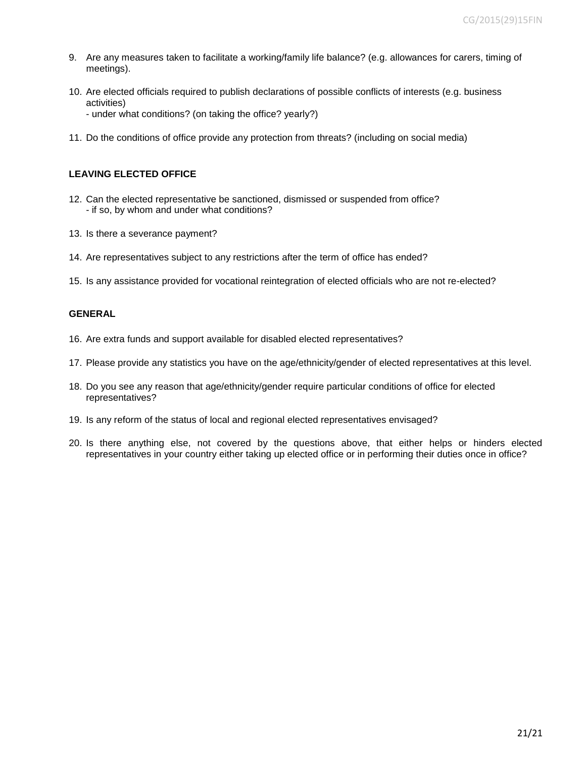9. Are any measures taken to facilitate a working/family life balance? (e.g. allowances for carers, timing of meetings).

10. Are elected officials required to publish declarations of possible conflicts of interests (e.g. business activities)
    - under what conditions? (on taking the office? yearly?)

11. Do the conditions of office provide any protection from threats? (including on social media)

**LEAVING ELECTED OFFICE**

12. Can the elected representative be sanctioned, dismissed or suspended from office?
    - if so, by whom and under what conditions?

13. Is there a severance payment?

14. Are representatives subject to any restrictions after the term of office has ended?

15. Is any assistance provided for vocational reintegration of elected officials who are not re-elected?

**GENERAL**

16. Are extra funds and support available for disabled elected representatives?

17. Please provide any statistics you have on the age/ethnicity/gender of elected representatives at this level.

18. Do you see any reason that age/ethnicity/gender require particular conditions of office for elected representatives?

19. Is any reform of the status of local and regional elected representatives envisaged?

20. Is there anything else, not covered by the questions above, that either helps or hinders elected representatives in your country either taking up elected office or in performing their duties once in office?